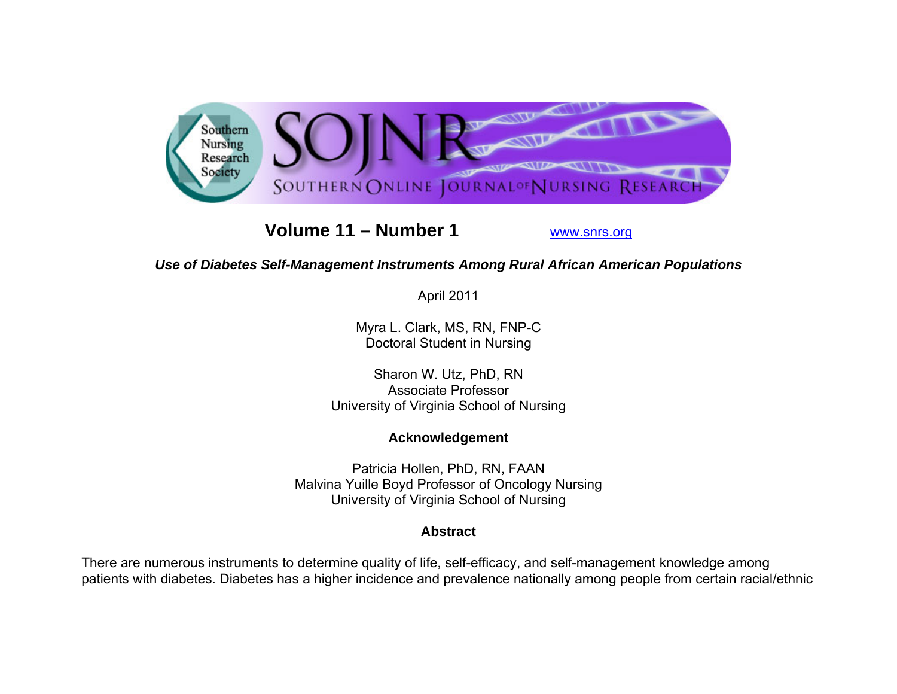# SOJNR — Southern Online Journal of Nursing Research

Southern Nursing Research Society

**Volume 11 – Number 1** www.snrs.org

***Use of Diabetes Self-Management Instruments Among Rural African American Populations***

April 2011

Myra L. Clark, MS, RN, FNP-C
Doctoral Student in Nursing

Sharon W. Utz, PhD, RN
Associate Professor
University of Virginia School of Nursing

**Acknowledgement**

Patricia Hollen, PhD, RN, FAAN
Malvina Yuille Boyd Professor of Oncology Nursing
University of Virginia School of Nursing

**Abstract**

There are numerous instruments to determine quality of life, self-efficacy, and self-management knowledge among patients with diabetes. Diabetes has a higher incidence and prevalence nationally among people from certain racial/ethnic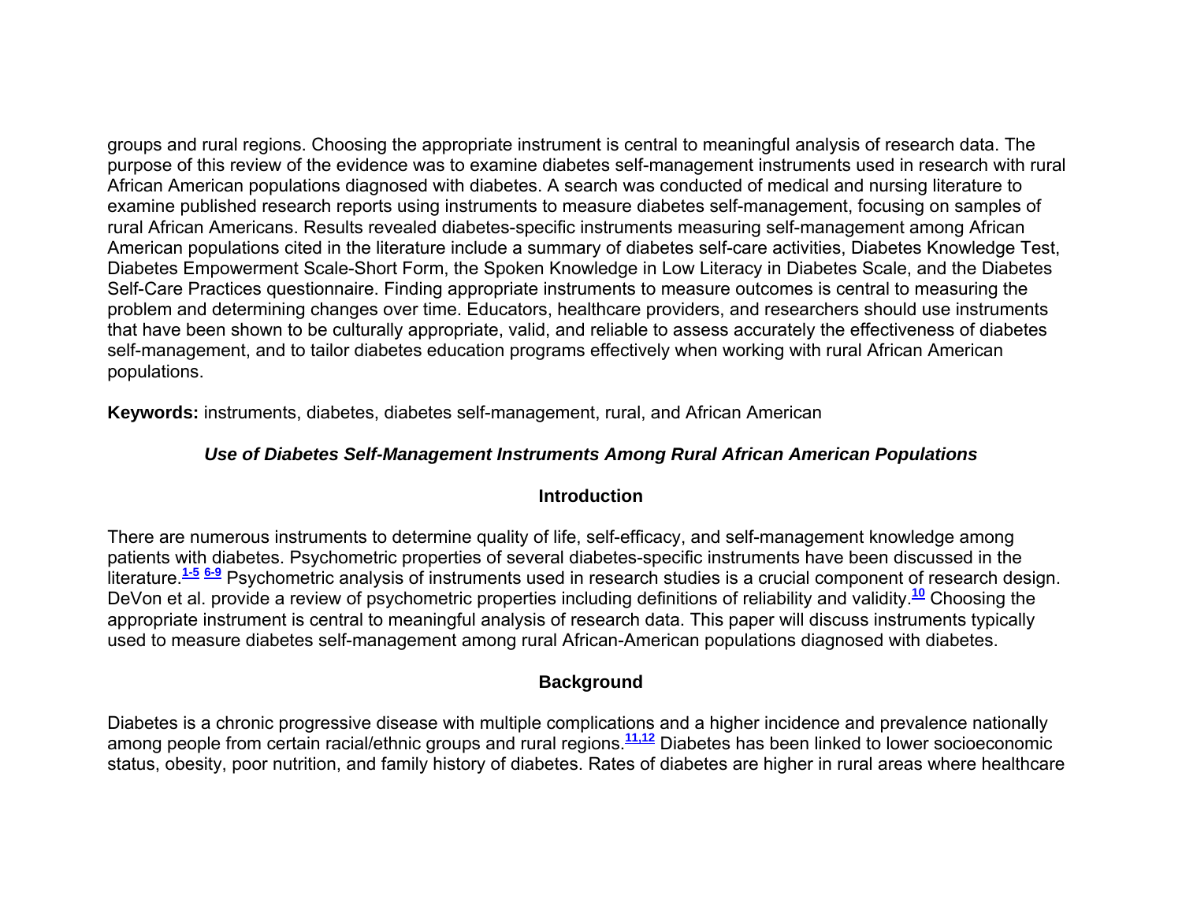groups and rural regions. Choosing the appropriate instrument is central to meaningful analysis of research data. The purpose of this review of the evidence was to examine diabetes self-management instruments used in research with rural African American populations diagnosed with diabetes. A search was conducted of medical and nursing literature to examine published research reports using instruments to measure diabetes self-management, focusing on samples of rural African Americans. Results revealed diabetes-specific instruments measuring self-management among African American populations cited in the literature include a summary of diabetes self-care activities, Diabetes Knowledge Test, Diabetes Empowerment Scale-Short Form, the Spoken Knowledge in Low Literacy in Diabetes Scale, and the Diabetes Self-Care Practices questionnaire. Finding appropriate instruments to measure outcomes is central to measuring the problem and determining changes over time. Educators, healthcare providers, and researchers should use instruments that have been shown to be culturally appropriate, valid, and reliable to assess accurately the effectiveness of diabetes self-management, and to tailor diabetes education programs effectively when working with rural African American populations.

**Keywords:** instruments, diabetes, diabetes self-management, rural, and African American

### *Use of Diabetes Self-Management Instruments Among Rural African American Populations*

## Introduction

There are numerous instruments to determine quality of life, self-efficacy, and self-management knowledge among patients with diabetes. Psychometric properties of several diabetes-specific instruments have been discussed in the literature.[1-5] [6-9] Psychometric analysis of instruments used in research studies is a crucial component of research design. DeVon et al. provide a review of psychometric properties including definitions of reliability and validity.[10] Choosing the appropriate instrument is central to meaningful analysis of research data. This paper will discuss instruments typically used to measure diabetes self-management among rural African-American populations diagnosed with diabetes.

## Background

Diabetes is a chronic progressive disease with multiple complications and a higher incidence and prevalence nationally among people from certain racial/ethnic groups and rural regions.[11,12] Diabetes has been linked to lower socioeconomic status, obesity, poor nutrition, and family history of diabetes. Rates of diabetes are higher in rural areas where healthcare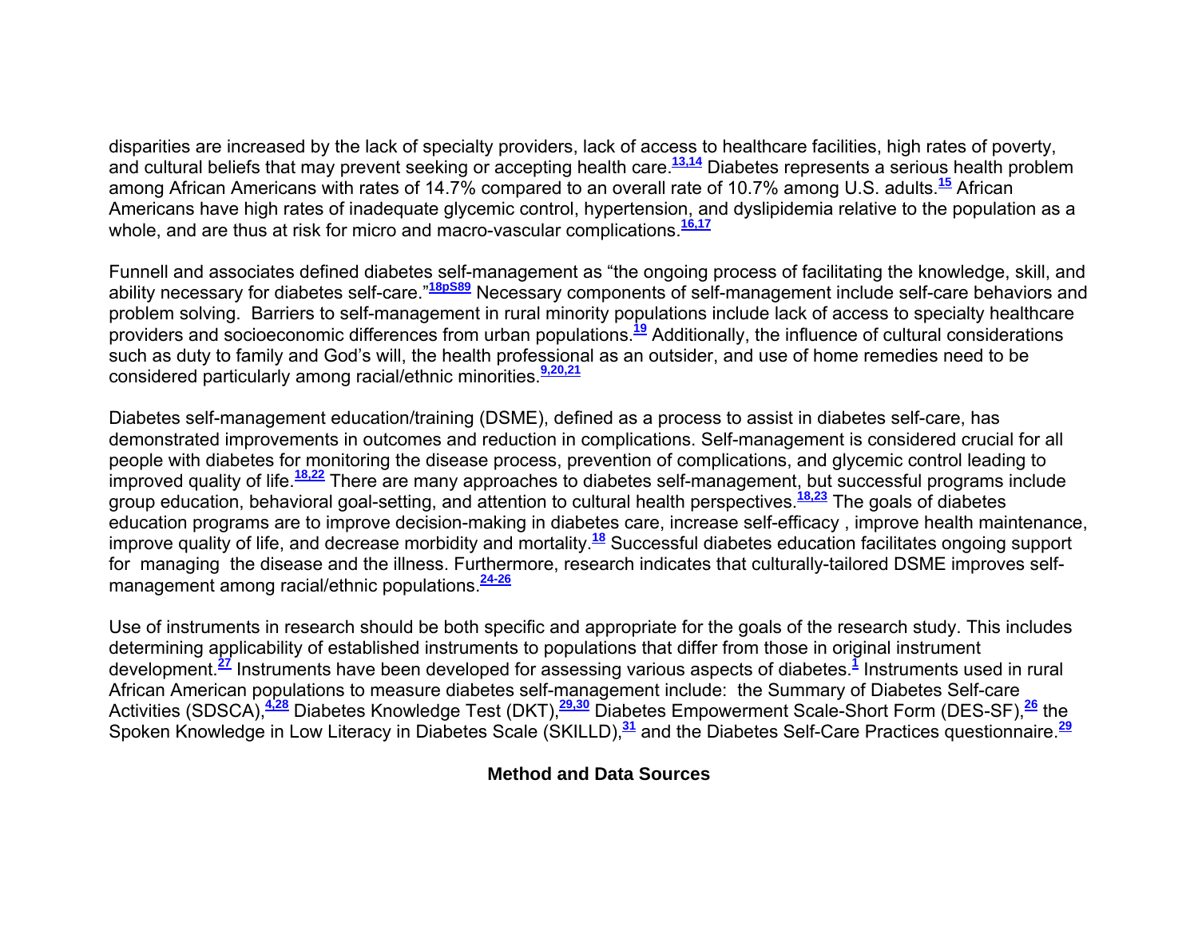disparities are increased by the lack of specialty providers, lack of access to healthcare facilities, high rates of poverty, and cultural beliefs that may prevent seeking or accepting health care.[13,14] Diabetes represents a serious health problem among African Americans with rates of 14.7% compared to an overall rate of 10.7% among U.S. adults.[15] African Americans have high rates of inadequate glycemic control, hypertension, and dyslipidemia relative to the population as a whole, and are thus at risk for micro and macro-vascular complications.[16,17]

Funnell and associates defined diabetes self-management as "the ongoing process of facilitating the knowledge, skill, and ability necessary for diabetes self-care."[18pS89] Necessary components of self-management include self-care behaviors and problem solving. Barriers to self-management in rural minority populations include lack of access to specialty healthcare providers and socioeconomic differences from urban populations.[19] Additionally, the influence of cultural considerations such as duty to family and God's will, the health professional as an outsider, and use of home remedies need to be considered particularly among racial/ethnic minorities.[9,20,21]

Diabetes self-management education/training (DSME), defined as a process to assist in diabetes self-care, has demonstrated improvements in outcomes and reduction in complications. Self-management is considered crucial for all people with diabetes for monitoring the disease process, prevention of complications, and glycemic control leading to improved quality of life.[18,22] There are many approaches to diabetes self-management, but successful programs include group education, behavioral goal-setting, and attention to cultural health perspectives.[18,23] The goals of diabetes education programs are to improve decision-making in diabetes care, increase self-efficacy , improve health maintenance, improve quality of life, and decrease morbidity and mortality.[18] Successful diabetes education facilitates ongoing support for managing the disease and the illness. Furthermore, research indicates that culturally-tailored DSME improves self-management among racial/ethnic populations.[24-26]

Use of instruments in research should be both specific and appropriate for the goals of the research study. This includes determining applicability of established instruments to populations that differ from those in original instrument development.[27] Instruments have been developed for assessing various aspects of diabetes.[1] Instruments used in rural African American populations to measure diabetes self-management include: the Summary of Diabetes Self-care Activities (SDSCA),[4,28] Diabetes Knowledge Test (DKT),[29,30] Diabetes Empowerment Scale-Short Form (DES-SF),[26] the Spoken Knowledge in Low Literacy in Diabetes Scale (SKILLD),[31] and the Diabetes Self-Care Practices questionnaire.[29]

## Method and Data Sources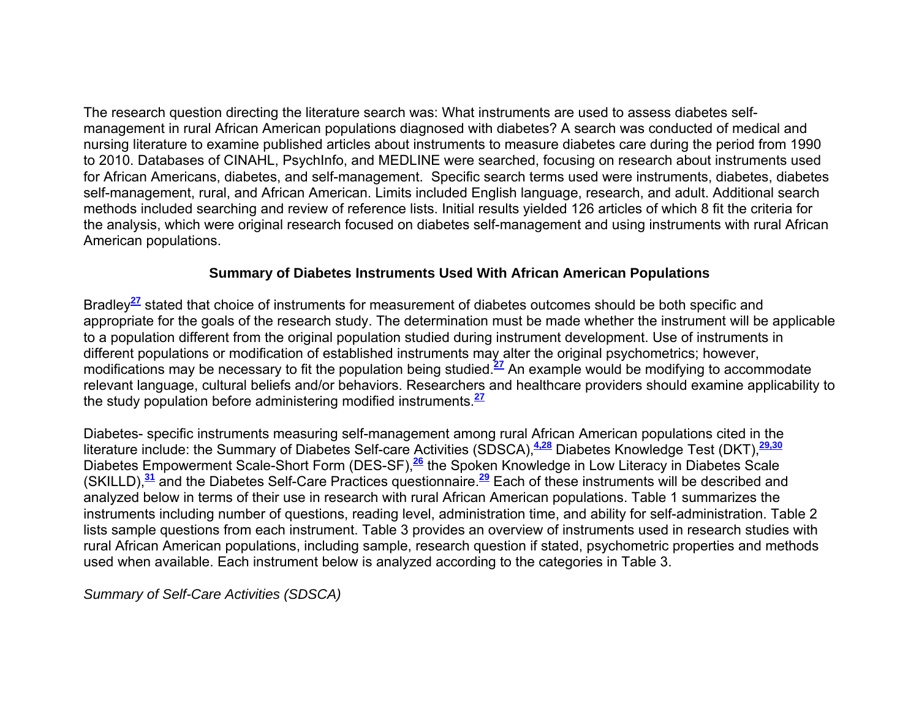The research question directing the literature search was: What instruments are used to assess diabetes self-management in rural African American populations diagnosed with diabetes? A search was conducted of medical and nursing literature to examine published articles about instruments to measure diabetes care during the period from 1990 to 2010. Databases of CINAHL, PsychInfo, and MEDLINE were searched, focusing on research about instruments used for African Americans, diabetes, and self-management. Specific search terms used were instruments, diabetes, diabetes self-management, rural, and African American. Limits included English language, research, and adult. Additional search methods included searching and review of reference lists. Initial results yielded 126 articles of which 8 fit the criteria for the analysis, which were original research focused on diabetes self-management and using instruments with rural African American populations.

## Summary of Diabetes Instruments Used With African American Populations

Bradley[27] stated that choice of instruments for measurement of diabetes outcomes should be both specific and appropriate for the goals of the research study. The determination must be made whether the instrument will be applicable to a population different from the original population studied during instrument development. Use of instruments in different populations or modification of established instruments may alter the original psychometrics; however, modifications may be necessary to fit the population being studied.[27] An example would be modifying to accommodate relevant language, cultural beliefs and/or behaviors. Researchers and healthcare providers should examine applicability to the study population before administering modified instruments.[27]

Diabetes- specific instruments measuring self-management among rural African American populations cited in the literature include: the Summary of Diabetes Self-care Activities (SDSCA),[4,28] Diabetes Knowledge Test (DKT),[29,30] Diabetes Empowerment Scale-Short Form (DES-SF),[26] the Spoken Knowledge in Low Literacy in Diabetes Scale (SKILLD),[31] and the Diabetes Self-Care Practices questionnaire.[29] Each of these instruments will be described and analyzed below in terms of their use in research with rural African American populations. Table 1 summarizes the instruments including number of questions, reading level, administration time, and ability for self-administration. Table 2 lists sample questions from each instrument. Table 3 provides an overview of instruments used in research studies with rural African American populations, including sample, research question if stated, psychometric properties and methods used when available. Each instrument below is analyzed according to the categories in Table 3.

### *Summary of Self-Care Activities (SDSCA)*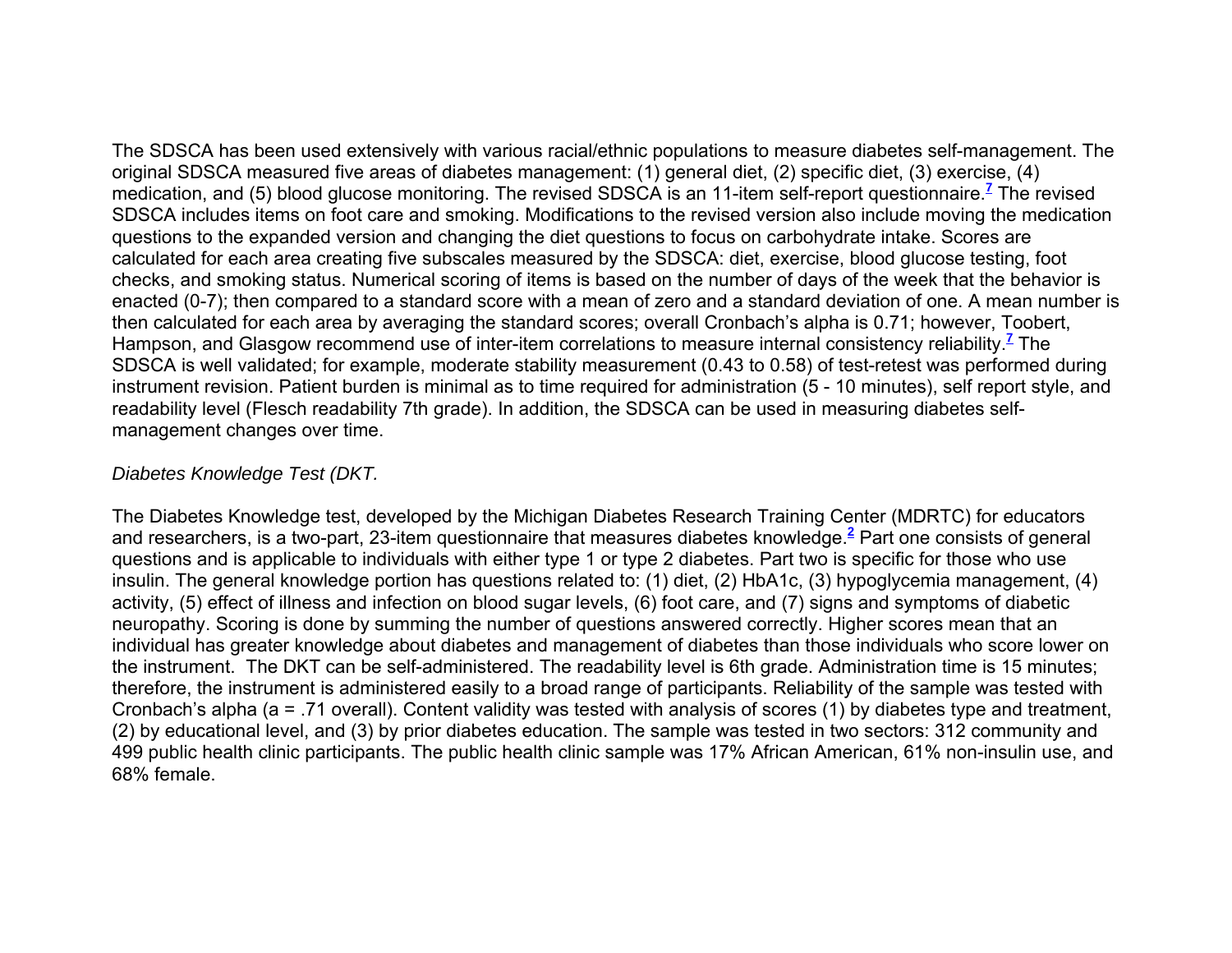The SDSCA has been used extensively with various racial/ethnic populations to measure diabetes self-management. The original SDSCA measured five areas of diabetes management: (1) general diet, (2) specific diet, (3) exercise, (4) medication, and (5) blood glucose monitoring. The revised SDSCA is an 11-item self-report questionnaire.[7] The revised SDSCA includes items on foot care and smoking. Modifications to the revised version also include moving the medication questions to the expanded version and changing the diet questions to focus on carbohydrate intake. Scores are calculated for each area creating five subscales measured by the SDSCA: diet, exercise, blood glucose testing, foot checks, and smoking status. Numerical scoring of items is based on the number of days of the week that the behavior is enacted (0-7); then compared to a standard score with a mean of zero and a standard deviation of one. A mean number is then calculated for each area by averaging the standard scores; overall Cronbach's alpha is 0.71; however, Toobert, Hampson, and Glasgow recommend use of inter-item correlations to measure internal consistency reliability.[7] The SDSCA is well validated; for example, moderate stability measurement (0.43 to 0.58) of test-retest was performed during instrument revision. Patient burden is minimal as to time required for administration (5 - 10 minutes), self report style, and readability level (Flesch readability 7th grade). In addition, the SDSCA can be used in measuring diabetes self-management changes over time.

*Diabetes Knowledge Test (DKT.*

The Diabetes Knowledge test, developed by the Michigan Diabetes Research Training Center (MDRTC) for educators and researchers, is a two-part, 23-item questionnaire that measures diabetes knowledge.[2] Part one consists of general questions and is applicable to individuals with either type 1 or type 2 diabetes. Part two is specific for those who use insulin. The general knowledge portion has questions related to: (1) diet, (2) HbA1c, (3) hypoglycemia management, (4) activity, (5) effect of illness and infection on blood sugar levels, (6) foot care, and (7) signs and symptoms of diabetic neuropathy. Scoring is done by summing the number of questions answered correctly. Higher scores mean that an individual has greater knowledge about diabetes and management of diabetes than those individuals who score lower on the instrument. The DKT can be self-administered. The readability level is 6th grade. Administration time is 15 minutes; therefore, the instrument is administered easily to a broad range of participants. Reliability of the sample was tested with Cronbach's alpha (a = .71 overall). Content validity was tested with analysis of scores (1) by diabetes type and treatment, (2) by educational level, and (3) by prior diabetes education. The sample was tested in two sectors: 312 community and 499 public health clinic participants. The public health clinic sample was 17% African American, 61% non-insulin use, and 68% female.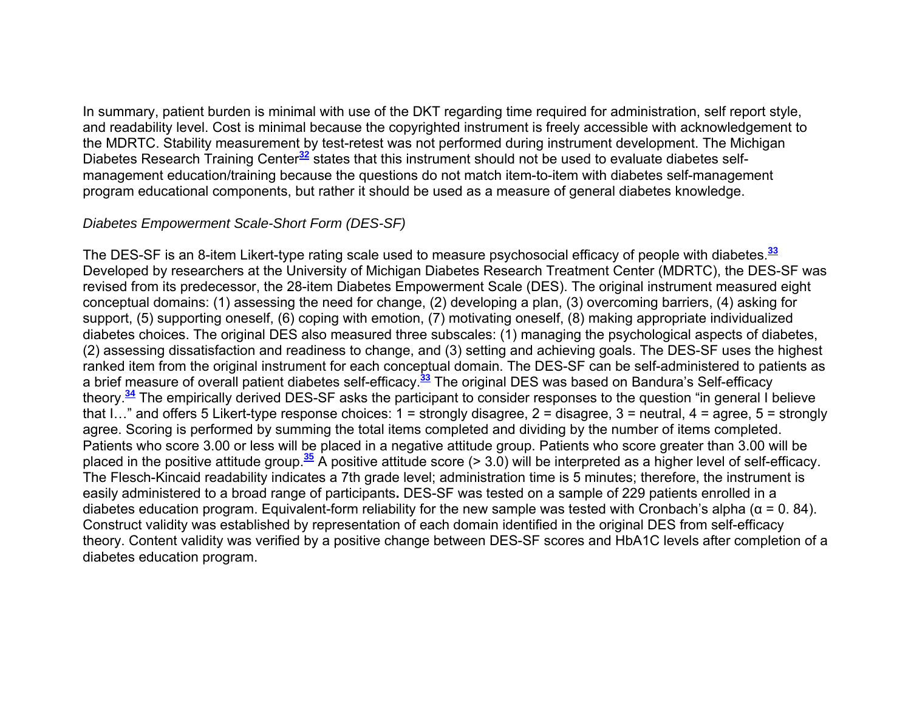In summary, patient burden is minimal with use of the DKT regarding time required for administration, self report style, and readability level. Cost is minimal because the copyrighted instrument is freely accessible with acknowledgement to the MDRTC. Stability measurement by test-retest was not performed during instrument development. The Michigan Diabetes Research Training Center[32] states that this instrument should not be used to evaluate diabetes self-management education/training because the questions do not match item-to-item with diabetes self-management program educational components, but rather it should be used as a measure of general diabetes knowledge.

*Diabetes Empowerment Scale-Short Form (DES-SF)*

The DES-SF is an 8-item Likert-type rating scale used to measure psychosocial efficacy of people with diabetes.[33] Developed by researchers at the University of Michigan Diabetes Research Treatment Center (MDRTC), the DES-SF was revised from its predecessor, the 28-item Diabetes Empowerment Scale (DES). The original instrument measured eight conceptual domains: (1) assessing the need for change, (2) developing a plan, (3) overcoming barriers, (4) asking for support, (5) supporting oneself, (6) coping with emotion, (7) motivating oneself, (8) making appropriate individualized diabetes choices. The original DES also measured three subscales: (1) managing the psychological aspects of diabetes, (2) assessing dissatisfaction and readiness to change, and (3) setting and achieving goals. The DES-SF uses the highest ranked item from the original instrument for each conceptual domain. The DES-SF can be self-administered to patients as a brief measure of overall patient diabetes self-efficacy.[33] The original DES was based on Bandura's Self-efficacy theory.[34] The empirically derived DES-SF asks the participant to consider responses to the question "in general I believe that I…" and offers 5 Likert-type response choices: 1 = strongly disagree, 2 = disagree, 3 = neutral, 4 = agree, 5 = strongly agree. Scoring is performed by summing the total items completed and dividing by the number of items completed. Patients who score 3.00 or less will be placed in a negative attitude group. Patients who score greater than 3.00 will be placed in the positive attitude group.[35] A positive attitude score (> 3.0) will be interpreted as a higher level of self-efficacy. The Flesch-Kincaid readability indicates a 7th grade level; administration time is 5 minutes; therefore, the instrument is easily administered to a broad range of participants**.** DES-SF was tested on a sample of 229 patients enrolled in a diabetes education program. Equivalent-form reliability for the new sample was tested with Cronbach's alpha ($\alpha$ = 0. 84). Construct validity was established by representation of each domain identified in the original DES from self-efficacy theory. Content validity was verified by a positive change between DES-SF scores and HbA1C levels after completion of a diabetes education program.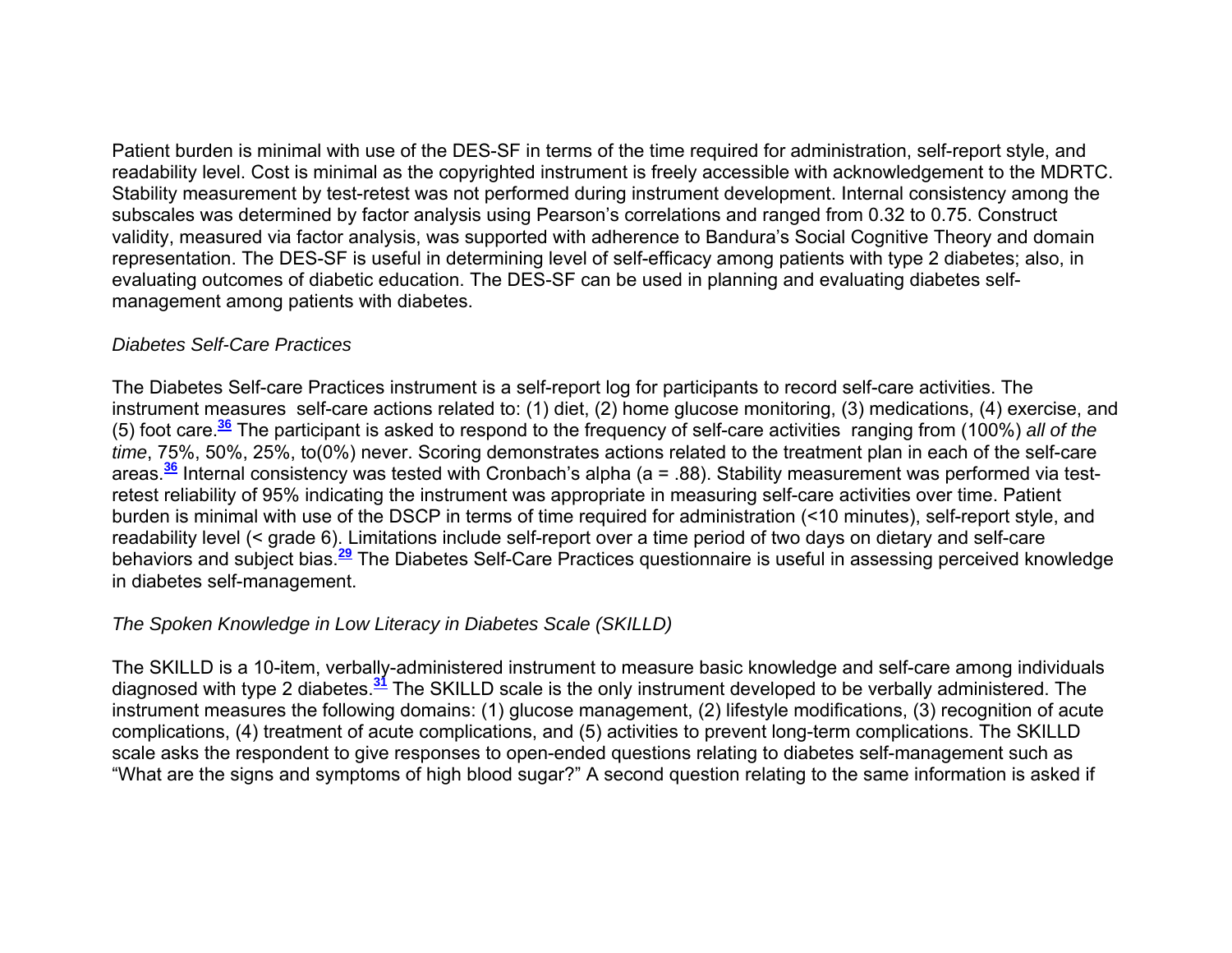Patient burden is minimal with use of the DES-SF in terms of the time required for administration, self-report style, and readability level. Cost is minimal as the copyrighted instrument is freely accessible with acknowledgement to the MDRTC. Stability measurement by test-retest was not performed during instrument development. Internal consistency among the subscales was determined by factor analysis using Pearson's correlations and ranged from 0.32 to 0.75. Construct validity, measured via factor analysis, was supported with adherence to Bandura's Social Cognitive Theory and domain representation. The DES-SF is useful in determining level of self-efficacy among patients with type 2 diabetes; also, in evaluating outcomes of diabetic education. The DES-SF can be used in planning and evaluating diabetes self-management among patients with diabetes.

### *Diabetes Self-Care Practices*

The Diabetes Self-care Practices instrument is a self-report log for participants to record self-care activities. The instrument measures self-care actions related to: (1) diet, (2) home glucose monitoring, (3) medications, (4) exercise, and (5) foot care.[36] The participant is asked to respond to the frequency of self-care activities ranging from (100%) *all of the time*, 75%, 50%, 25%, to(0%) never. Scoring demonstrates actions related to the treatment plan in each of the self-care areas.[36] Internal consistency was tested with Cronbach's alpha (a = .88). Stability measurement was performed via test-retest reliability of 95% indicating the instrument was appropriate in measuring self-care activities over time. Patient burden is minimal with use of the DSCP in terms of time required for administration (<10 minutes), self-report style, and readability level (< grade 6). Limitations include self-report over a time period of two days on dietary and self-care behaviors and subject bias.[29] The Diabetes Self-Care Practices questionnaire is useful in assessing perceived knowledge in diabetes self-management.

### *The Spoken Knowledge in Low Literacy in Diabetes Scale (SKILLD)*

The SKILLD is a 10-item, verbally-administered instrument to measure basic knowledge and self-care among individuals diagnosed with type 2 diabetes.[31] The SKILLD scale is the only instrument developed to be verbally administered. The instrument measures the following domains: (1) glucose management, (2) lifestyle modifications, (3) recognition of acute complications, (4) treatment of acute complications, and (5) activities to prevent long-term complications. The SKILLD scale asks the respondent to give responses to open-ended questions relating to diabetes self-management such as "What are the signs and symptoms of high blood sugar?" A second question relating to the same information is asked if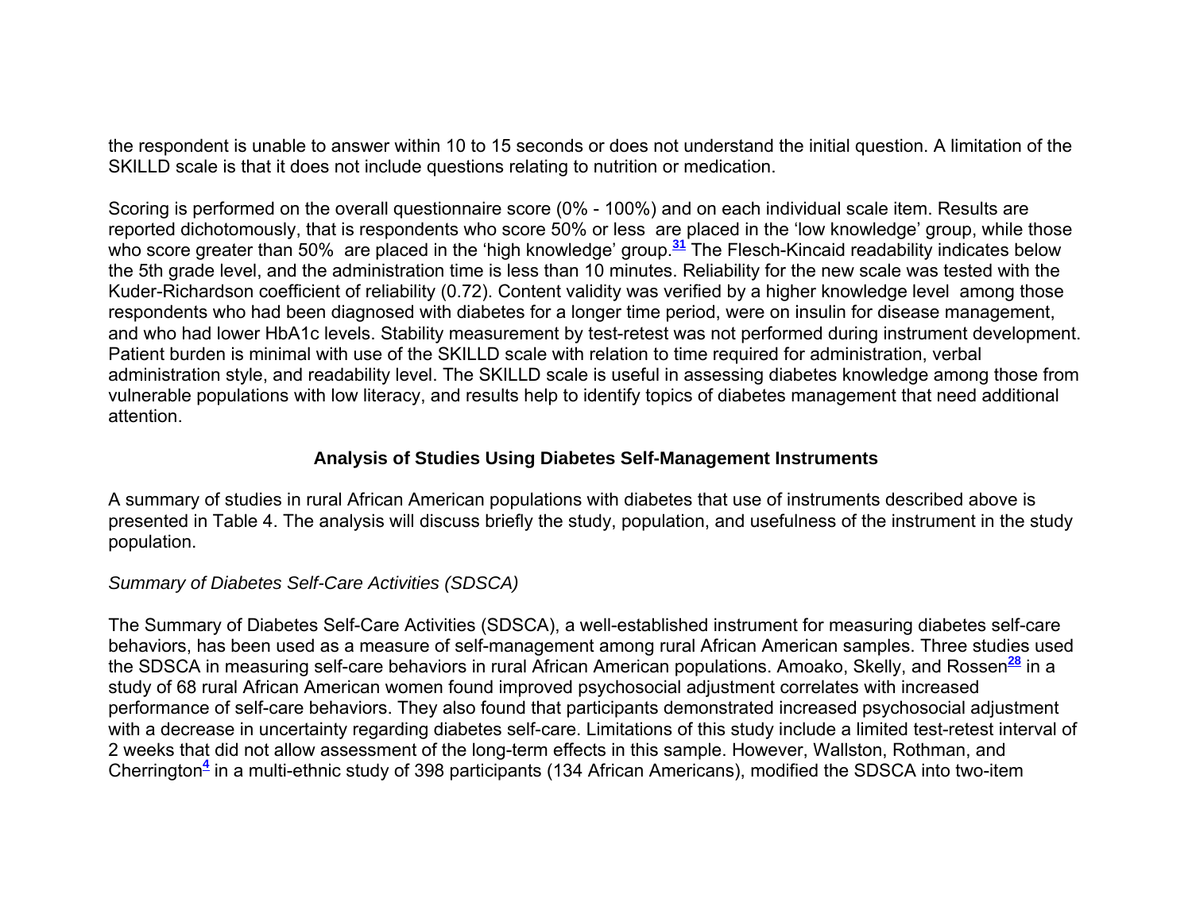the respondent is unable to answer within 10 to 15 seconds or does not understand the initial question. A limitation of the SKILLD scale is that it does not include questions relating to nutrition or medication.

Scoring is performed on the overall questionnaire score (0% - 100%) and on each individual scale item. Results are reported dichotomously, that is respondents who score 50% or less are placed in the 'low knowledge' group, while those who score greater than 50% are placed in the 'high knowledge' group.[31] The Flesch-Kincaid readability indicates below the 5th grade level, and the administration time is less than 10 minutes. Reliability for the new scale was tested with the Kuder-Richardson coefficient of reliability (0.72). Content validity was verified by a higher knowledge level among those respondents who had been diagnosed with diabetes for a longer time period, were on insulin for disease management, and who had lower HbA1c levels. Stability measurement by test-retest was not performed during instrument development. Patient burden is minimal with use of the SKILLD scale with relation to time required for administration, verbal administration style, and readability level. The SKILLD scale is useful in assessing diabetes knowledge among those from vulnerable populations with low literacy, and results help to identify topics of diabetes management that need additional attention.

## Analysis of Studies Using Diabetes Self-Management Instruments

A summary of studies in rural African American populations with diabetes that use of instruments described above is presented in Table 4. The analysis will discuss briefly the study, population, and usefulness of the instrument in the study population.

### *Summary of Diabetes Self-Care Activities (SDSCA)*

The Summary of Diabetes Self-Care Activities (SDSCA), a well-established instrument for measuring diabetes self-care behaviors, has been used as a measure of self-management among rural African American samples. Three studies used the SDSCA in measuring self-care behaviors in rural African American populations. Amoako, Skelly, and Rossen[28] in a study of 68 rural African American women found improved psychosocial adjustment correlates with increased performance of self-care behaviors. They also found that participants demonstrated increased psychosocial adjustment with a decrease in uncertainty regarding diabetes self-care. Limitations of this study include a limited test-retest interval of 2 weeks that did not allow assessment of the long-term effects in this sample. However, Wallston, Rothman, and Cherrington[4] in a multi-ethnic study of 398 participants (134 African Americans), modified the SDSCA into two-item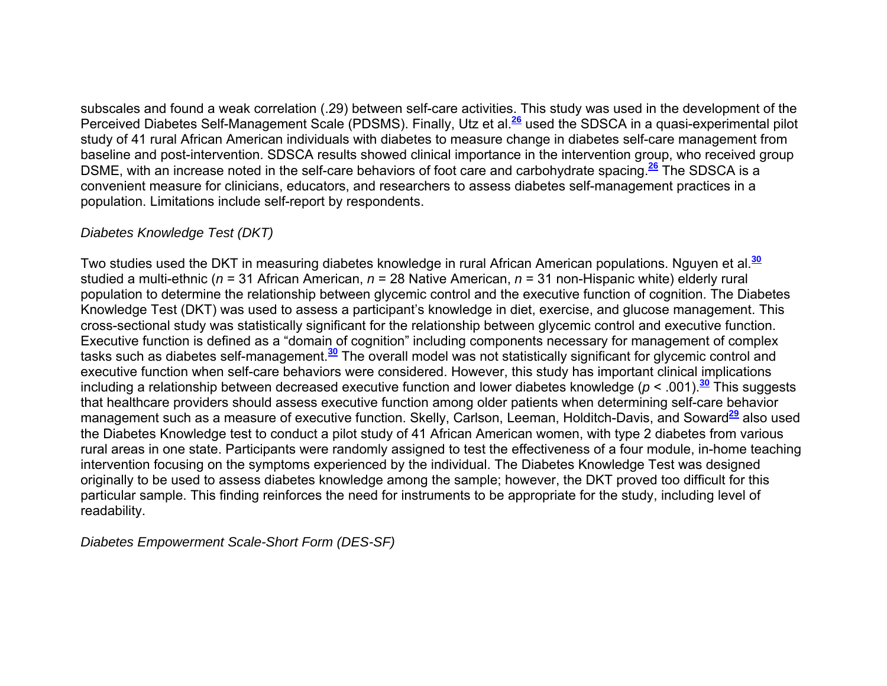subscales and found a weak correlation (.29) between self-care activities. This study was used in the development of the Perceived Diabetes Self-Management Scale (PDSMS). Finally, Utz et al.[26] used the SDSCA in a quasi-experimental pilot study of 41 rural African American individuals with diabetes to measure change in diabetes self-care management from baseline and post-intervention. SDSCA results showed clinical importance in the intervention group, who received group DSME, with an increase noted in the self-care behaviors of foot care and carbohydrate spacing.[26] The SDSCA is a convenient measure for clinicians, educators, and researchers to assess diabetes self-management practices in a population. Limitations include self-report by respondents.

### *Diabetes Knowledge Test (DKT)*

Two studies used the DKT in measuring diabetes knowledge in rural African American populations. Nguyen et al.[30] studied a multi-ethnic ($n$ = 31 African American, $n$ = 28 Native American, $n$ = 31 non-Hispanic white) elderly rural population to determine the relationship between glycemic control and the executive function of cognition. The Diabetes Knowledge Test (DKT) was used to assess a participant's knowledge in diet, exercise, and glucose management. This cross-sectional study was statistically significant for the relationship between glycemic control and executive function. Executive function is defined as a "domain of cognition" including components necessary for management of complex tasks such as diabetes self-management.[30] The overall model was not statistically significant for glycemic control and executive function when self-care behaviors were considered. However, this study has important clinical implications including a relationship between decreased executive function and lower diabetes knowledge ($p < .001$).[30] This suggests that healthcare providers should assess executive function among older patients when determining self-care behavior management such as a measure of executive function. Skelly, Carlson, Leeman, Holditch-Davis, and Soward[29] also used the Diabetes Knowledge test to conduct a pilot study of 41 African American women, with type 2 diabetes from various rural areas in one state. Participants were randomly assigned to test the effectiveness of a four module, in-home teaching intervention focusing on the symptoms experienced by the individual. The Diabetes Knowledge Test was designed originally to be used to assess diabetes knowledge among the sample; however, the DKT proved too difficult for this particular sample. This finding reinforces the need for instruments to be appropriate for the study, including level of readability.

### *Diabetes Empowerment Scale-Short Form (DES-SF)*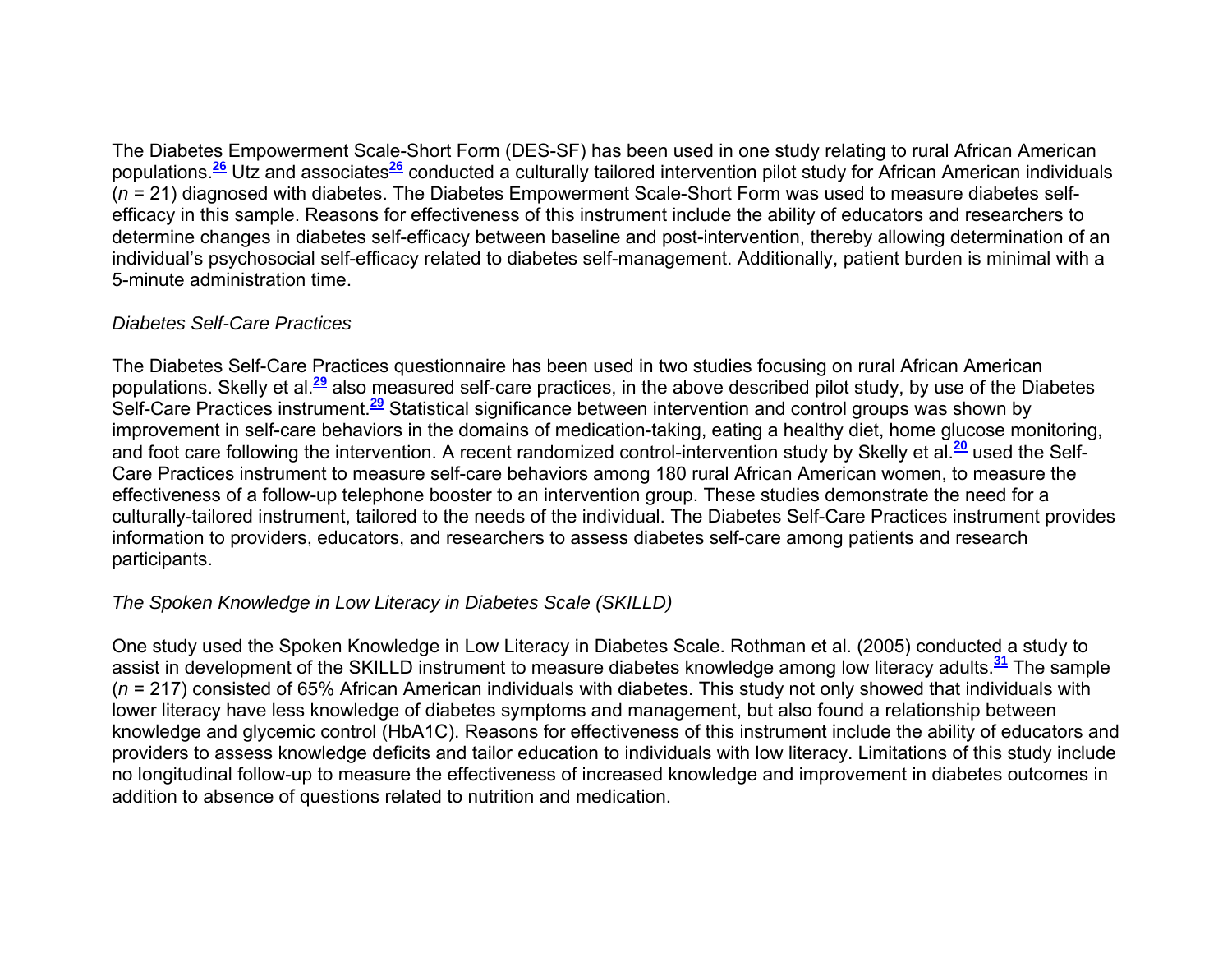The Diabetes Empowerment Scale-Short Form (DES-SF) has been used in one study relating to rural African American populations.[26] Utz and associates[26] conducted a culturally tailored intervention pilot study for African American individuals (*n* = 21) diagnosed with diabetes. The Diabetes Empowerment Scale-Short Form was used to measure diabetes self-efficacy in this sample. Reasons for effectiveness of this instrument include the ability of educators and researchers to determine changes in diabetes self-efficacy between baseline and post-intervention, thereby allowing determination of an individual's psychosocial self-efficacy related to diabetes self-management. Additionally, patient burden is minimal with a 5-minute administration time.

### *Diabetes Self-Care Practices*

The Diabetes Self-Care Practices questionnaire has been used in two studies focusing on rural African American populations. Skelly et al.[29] also measured self-care practices, in the above described pilot study, by use of the Diabetes Self-Care Practices instrument.[29] Statistical significance between intervention and control groups was shown by improvement in self-care behaviors in the domains of medication-taking, eating a healthy diet, home glucose monitoring, and foot care following the intervention. A recent randomized control-intervention study by Skelly et al.[20] used the Self-Care Practices instrument to measure self-care behaviors among 180 rural African American women, to measure the effectiveness of a follow-up telephone booster to an intervention group. These studies demonstrate the need for a culturally-tailored instrument, tailored to the needs of the individual. The Diabetes Self-Care Practices instrument provides information to providers, educators, and researchers to assess diabetes self-care among patients and research participants.

### *The Spoken Knowledge in Low Literacy in Diabetes Scale (SKILLD)*

One study used the Spoken Knowledge in Low Literacy in Diabetes Scale. Rothman et al. (2005) conducted a study to assist in development of the SKILLD instrument to measure diabetes knowledge among low literacy adults.[31] The sample (*n* = 217) consisted of 65% African American individuals with diabetes. This study not only showed that individuals with lower literacy have less knowledge of diabetes symptoms and management, but also found a relationship between knowledge and glycemic control (HbA1C). Reasons for effectiveness of this instrument include the ability of educators and providers to assess knowledge deficits and tailor education to individuals with low literacy. Limitations of this study include no longitudinal follow-up to measure the effectiveness of increased knowledge and improvement in diabetes outcomes in addition to absence of questions related to nutrition and medication.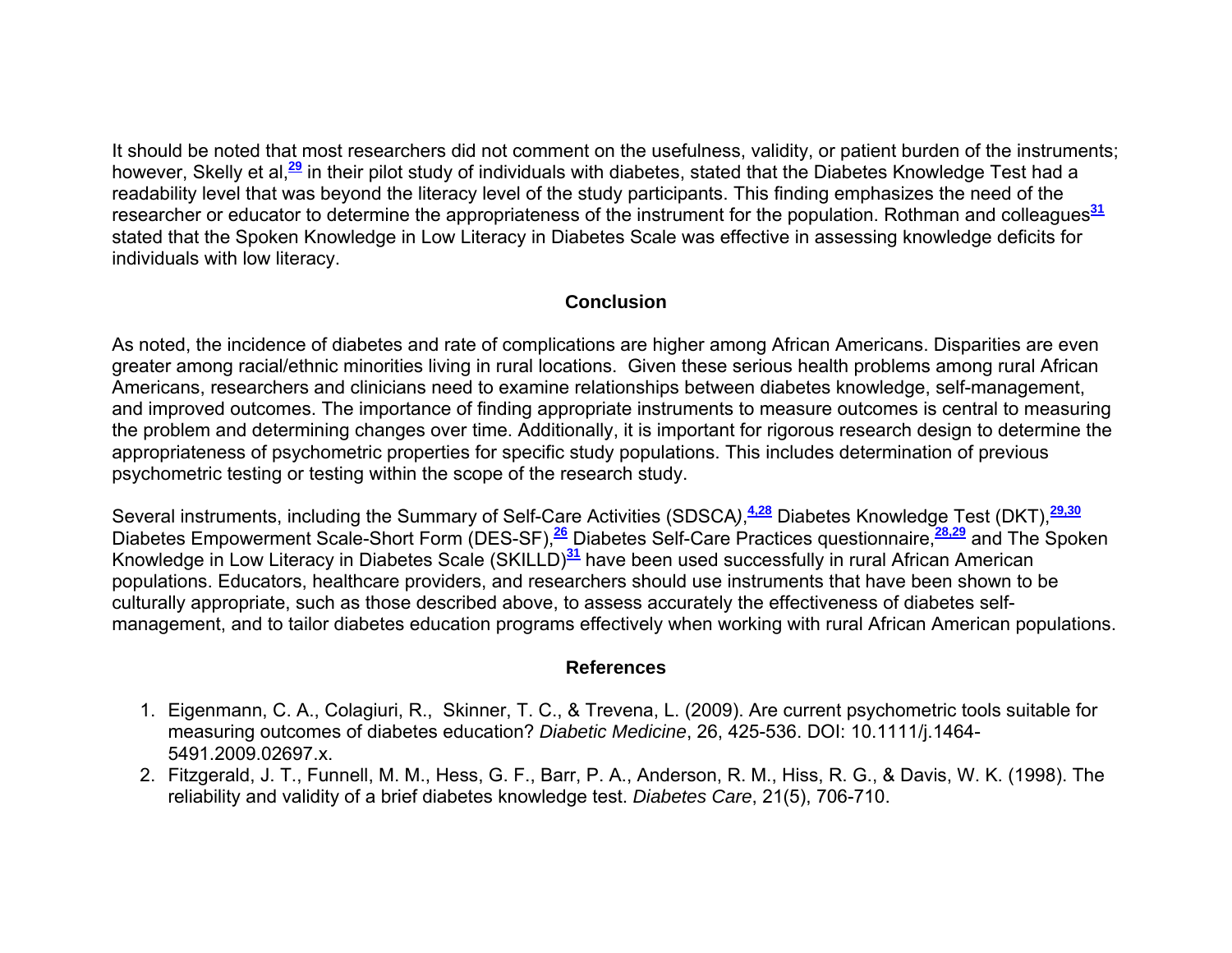It should be noted that most researchers did not comment on the usefulness, validity, or patient burden of the instruments; however, Skelly et al,[29] in their pilot study of individuals with diabetes, stated that the Diabetes Knowledge Test had a readability level that was beyond the literacy level of the study participants. This finding emphasizes the need of the researcher or educator to determine the appropriateness of the instrument for the population. Rothman and colleagues[31] stated that the Spoken Knowledge in Low Literacy in Diabetes Scale was effective in assessing knowledge deficits for individuals with low literacy.

## Conclusion

As noted, the incidence of diabetes and rate of complications are higher among African Americans. Disparities are even greater among racial/ethnic minorities living in rural locations. Given these serious health problems among rural African Americans, researchers and clinicians need to examine relationships between diabetes knowledge, self-management, and improved outcomes. The importance of finding appropriate instruments to measure outcomes is central to measuring the problem and determining changes over time. Additionally, it is important for rigorous research design to determine the appropriateness of psychometric properties for specific study populations. This includes determination of previous psychometric testing or testing within the scope of the research study.

Several instruments, including the Summary of Self-Care Activities (SDSCA),[4,28] Diabetes Knowledge Test (DKT),[29,30] Diabetes Empowerment Scale-Short Form (DES-SF),[26] Diabetes Self-Care Practices questionnaire,[28,29] and The Spoken Knowledge in Low Literacy in Diabetes Scale (SKILLD)[31] have been used successfully in rural African American populations. Educators, healthcare providers, and researchers should use instruments that have been shown to be culturally appropriate, such as those described above, to assess accurately the effectiveness of diabetes self-management, and to tailor diabetes education programs effectively when working with rural African American populations.

## References

1. Eigenmann, C. A., Colagiuri, R., Skinner, T. C., & Trevena, L. (2009). Are current psychometric tools suitable for measuring outcomes of diabetes education? *Diabetic Medicine*, 26, 425-536. DOI: 10.1111/j.1464-5491.2009.02697.x.
2. Fitzgerald, J. T., Funnell, M. M., Hess, G. F., Barr, P. A., Anderson, R. M., Hiss, R. G., & Davis, W. K. (1998). The reliability and validity of a brief diabetes knowledge test. *Diabetes Care*, 21(5), 706-710.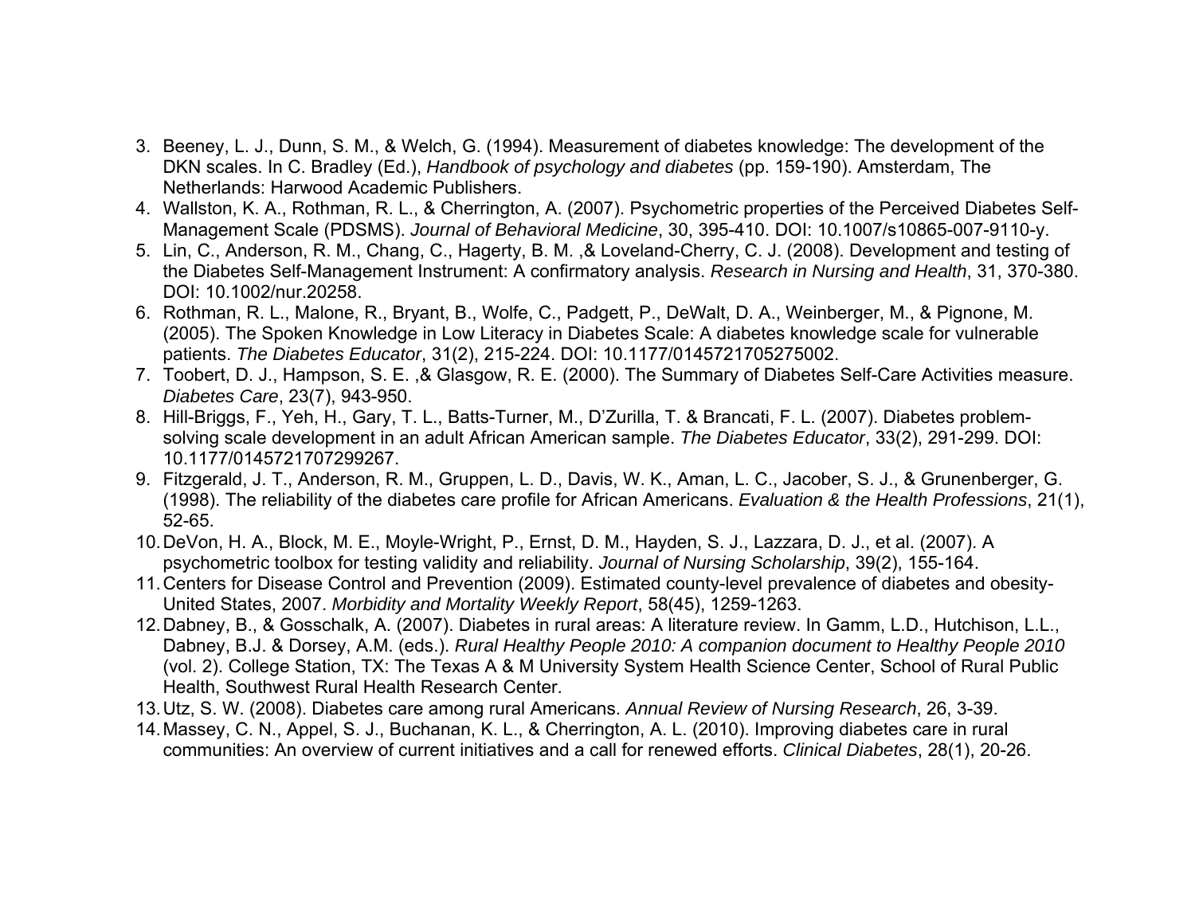3. Beeney, L. J., Dunn, S. M., & Welch, G. (1994). Measurement of diabetes knowledge: The development of the DKN scales. In C. Bradley (Ed.), *Handbook of psychology and diabetes* (pp. 159-190). Amsterdam, The Netherlands: Harwood Academic Publishers.
4. Wallston, K. A., Rothman, R. L., & Cherrington, A. (2007). Psychometric properties of the Perceived Diabetes Self-Management Scale (PDSMS). *Journal of Behavioral Medicine*, 30, 395-410. DOI: 10.1007/s10865-007-9110-y.
5. Lin, C., Anderson, R. M., Chang, C., Hagerty, B. M. ,& Loveland-Cherry, C. J. (2008). Development and testing of the Diabetes Self-Management Instrument: A confirmatory analysis. *Research in Nursing and Health*, 31, 370-380. DOI: 10.1002/nur.20258.
6. Rothman, R. L., Malone, R., Bryant, B., Wolfe, C., Padgett, P., DeWalt, D. A., Weinberger, M., & Pignone, M. (2005). The Spoken Knowledge in Low Literacy in Diabetes Scale: A diabetes knowledge scale for vulnerable patients. *The Diabetes Educator*, 31(2), 215-224. DOI: 10.1177/0145721705275002.
7. Toobert, D. J., Hampson, S. E. ,& Glasgow, R. E. (2000). The Summary of Diabetes Self-Care Activities measure. *Diabetes Care*, 23(7), 943-950.
8. Hill-Briggs, F., Yeh, H., Gary, T. L., Batts-Turner, M., D'Zurilla, T. & Brancati, F. L. (2007). Diabetes problem-solving scale development in an adult African American sample. *The Diabetes Educator*, 33(2), 291-299. DOI: 10.1177/0145721707299267.
9. Fitzgerald, J. T., Anderson, R. M., Gruppen, L. D., Davis, W. K., Aman, L. C., Jacober, S. J., & Grunenberger, G. (1998). The reliability of the diabetes care profile for African Americans. *Evaluation & the Health Professions*, 21(1), 52-65.
10. DeVon, H. A., Block, M. E., Moyle-Wright, P., Ernst, D. M., Hayden, S. J., Lazzara, D. J., et al. (2007). A psychometric toolbox for testing validity and reliability. *Journal of Nursing Scholarship*, 39(2), 155-164.
11. Centers for Disease Control and Prevention (2009). Estimated county-level prevalence of diabetes and obesity-United States, 2007. *Morbidity and Mortality Weekly Report*, 58(45), 1259-1263.
12. Dabney, B., & Gosschalk, A. (2007). Diabetes in rural areas: A literature review. In Gamm, L.D., Hutchison, L.L., Dabney, B.J. & Dorsey, A.M. (eds.). *Rural Healthy People 2010: A companion document to Healthy People 2010* (vol. 2). College Station, TX: The Texas A & M University System Health Science Center, School of Rural Public Health, Southwest Rural Health Research Center.
13. Utz, S. W. (2008). Diabetes care among rural Americans. *Annual Review of Nursing Research*, 26, 3-39.
14. Massey, C. N., Appel, S. J., Buchanan, K. L., & Cherrington, A. L. (2010). Improving diabetes care in rural communities: An overview of current initiatives and a call for renewed efforts. *Clinical Diabetes*, 28(1), 20-26.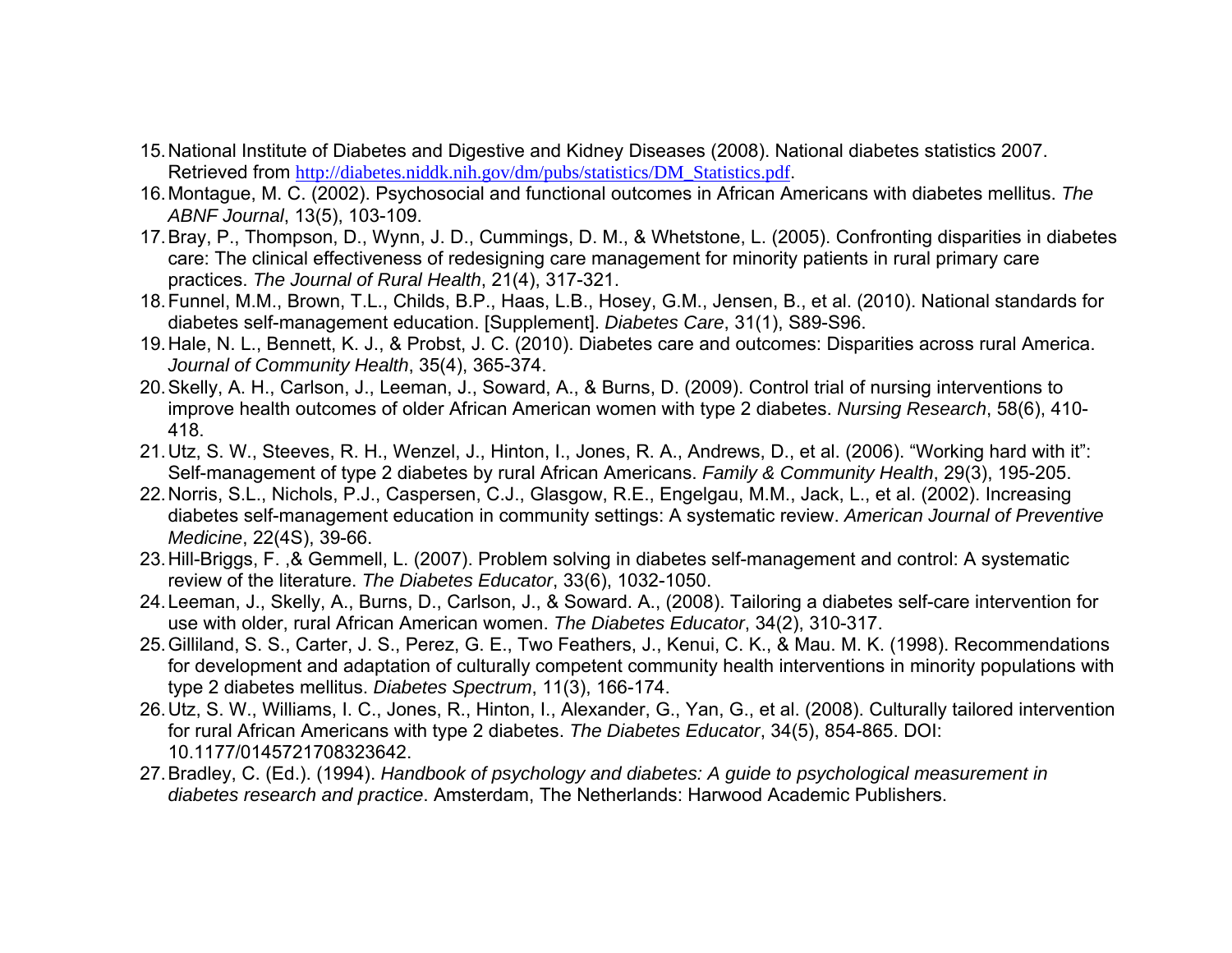15. National Institute of Diabetes and Digestive and Kidney Diseases (2008). National diabetes statistics 2007. Retrieved from http://diabetes.niddk.nih.gov/dm/pubs/statistics/DM_Statistics.pdf.
16. Montague, M. C. (2002). Psychosocial and functional outcomes in African Americans with diabetes mellitus. *The ABNF Journal*, 13(5), 103-109.
17. Bray, P., Thompson, D., Wynn, J. D., Cummings, D. M., & Whetstone, L. (2005). Confronting disparities in diabetes care: The clinical effectiveness of redesigning care management for minority patients in rural primary care practices. *The Journal of Rural Health*, 21(4), 317-321.
18. Funnel, M.M., Brown, T.L., Childs, B.P., Haas, L.B., Hosey, G.M., Jensen, B., et al. (2010). National standards for diabetes self-management education. [Supplement]. *Diabetes Care*, 31(1), S89-S96.
19. Hale, N. L., Bennett, K. J., & Probst, J. C. (2010). Diabetes care and outcomes: Disparities across rural America. *Journal of Community Health*, 35(4), 365-374.
20. Skelly, A. H., Carlson, J., Leeman, J., Soward, A., & Burns, D. (2009). Control trial of nursing interventions to improve health outcomes of older African American women with type 2 diabetes. *Nursing Research*, 58(6), 410-418.
21. Utz, S. W., Steeves, R. H., Wenzel, J., Hinton, I., Jones, R. A., Andrews, D., et al. (2006). "Working hard with it": Self-management of type 2 diabetes by rural African Americans. *Family & Community Health*, 29(3), 195-205.
22. Norris, S.L., Nichols, P.J., Caspersen, C.J., Glasgow, R.E., Engelgau, M.M., Jack, L., et al. (2002). Increasing diabetes self-management education in community settings: A systematic review. *American Journal of Preventive Medicine*, 22(4S), 39-66.
23. Hill-Briggs, F. ,& Gemmell, L. (2007). Problem solving in diabetes self-management and control: A systematic review of the literature. *The Diabetes Educator*, 33(6), 1032-1050.
24. Leeman, J., Skelly, A., Burns, D., Carlson, J., & Soward. A., (2008). Tailoring a diabetes self-care intervention for use with older, rural African American women. *The Diabetes Educator*, 34(2), 310-317.
25. Gilliland, S. S., Carter, J. S., Perez, G. E., Two Feathers, J., Kenui, C. K., & Mau. M. K. (1998). Recommendations for development and adaptation of culturally competent community health interventions in minority populations with type 2 diabetes mellitus. *Diabetes Spectrum*, 11(3), 166-174.
26. Utz, S. W., Williams, I. C., Jones, R., Hinton, I., Alexander, G., Yan, G., et al. (2008). Culturally tailored intervention for rural African Americans with type 2 diabetes. *The Diabetes Educator*, 34(5), 854-865. DOI: 10.1177/0145721708323642.
27. Bradley, C. (Ed.). (1994). *Handbook of psychology and diabetes: A guide to psychological measurement in diabetes research and practice*. Amsterdam, The Netherlands: Harwood Academic Publishers.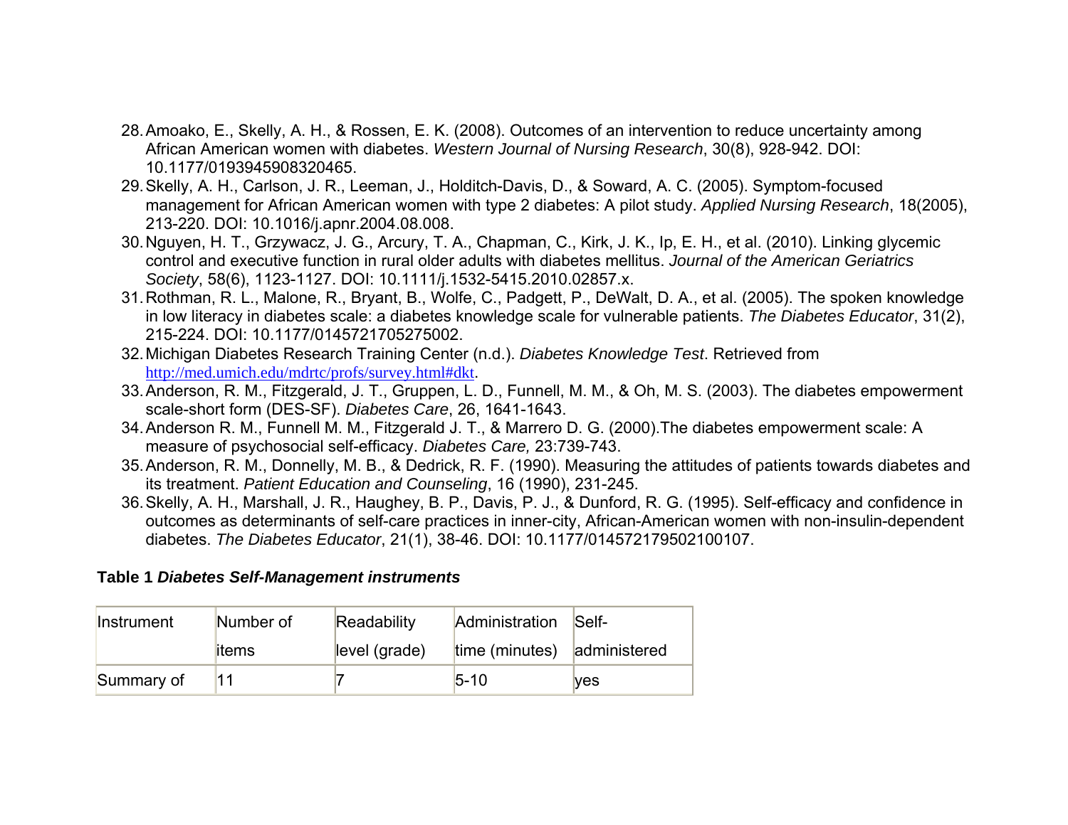28. Amoako, E., Skelly, A. H., & Rossen, E. K. (2008). Outcomes of an intervention to reduce uncertainty among African American women with diabetes. *Western Journal of Nursing Research*, 30(8), 928-942. DOI: 10.1177/0193945908320465.
29. Skelly, A. H., Carlson, J. R., Leeman, J., Holditch-Davis, D., & Soward, A. C. (2005). Symptom-focused management for African American women with type 2 diabetes: A pilot study. *Applied Nursing Research*, 18(2005), 213-220. DOI: 10.1016/j.apnr.2004.08.008.
30. Nguyen, H. T., Grzywacz, J. G., Arcury, T. A., Chapman, C., Kirk, J. K., Ip, E. H., et al. (2010). Linking glycemic control and executive function in rural older adults with diabetes mellitus. *Journal of the American Geriatrics Society*, 58(6), 1123-1127. DOI: 10.1111/j.1532-5415.2010.02857.x.
31. Rothman, R. L., Malone, R., Bryant, B., Wolfe, C., Padgett, P., DeWalt, D. A., et al. (2005). The spoken knowledge in low literacy in diabetes scale: a diabetes knowledge scale for vulnerable patients. *The Diabetes Educator*, 31(2), 215-224. DOI: 10.1177/0145721705275002.
32. Michigan Diabetes Research Training Center (n.d.). *Diabetes Knowledge Test*. Retrieved from http://med.umich.edu/mdrtc/profs/survey.html#dkt.
33. Anderson, R. M., Fitzgerald, J. T., Gruppen, L. D., Funnell, M. M., & Oh, M. S. (2003). The diabetes empowerment scale-short form (DES-SF). *Diabetes Care*, 26, 1641-1643.
34. Anderson R. M., Funnell M. M., Fitzgerald J. T., & Marrero D. G. (2000).The diabetes empowerment scale: A measure of psychosocial self-efficacy. *Diabetes Care,* 23:739-743.
35. Anderson, R. M., Donnelly, M. B., & Dedrick, R. F. (1990). Measuring the attitudes of patients towards diabetes and its treatment. *Patient Education and Counseling*, 16 (1990), 231-245.
36. Skelly, A. H., Marshall, J. R., Haughey, B. P., Davis, P. J., & Dunford, R. G. (1995). Self-efficacy and confidence in outcomes as determinants of self-care practices in inner-city, African-American women with non-insulin-dependent diabetes. *The Diabetes Educator*, 21(1), 38-46. DOI: 10.1177/014572179502100107.

**Table 1** ***Diabetes Self-Management instruments***

| Instrument | Number of items | Readability level (grade) | Administration time (minutes) | Self-administered |
|---|---|---|---|---|
| Summary of | 11 | 7 | 5-10 | yes |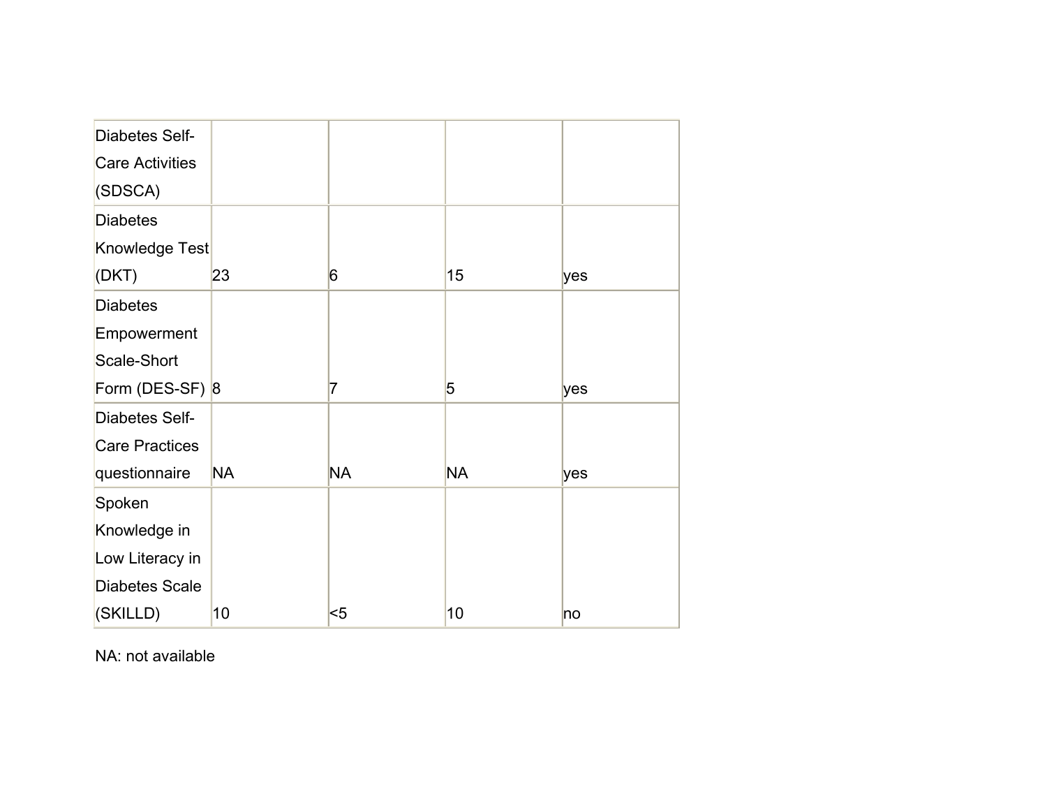| | | | | |
|---|---|---|---|---|
| Diabetes Self-Care Activities (SDSCA) | | | | |
| Diabetes Knowledge Test (DKT) | 23 | 6 | 15 | yes |
| Diabetes Empowerment Scale-Short Form (DES-SF) | 8 | 7 | 5 | yes |
| Diabetes Self-Care Practices questionnaire | NA | NA | NA | yes |
| Spoken Knowledge in Low Literacy in Diabetes Scale (SKILLD) | 10 | <5 | 10 | no |

NA: not available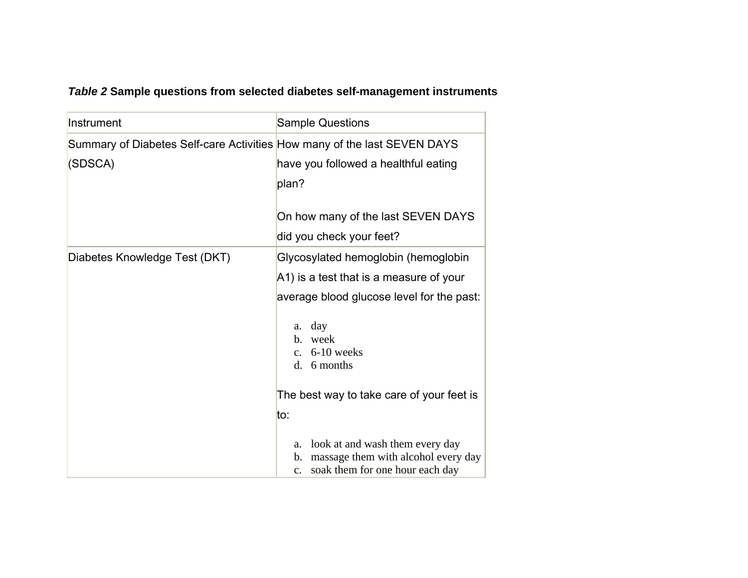*Table 2* **Sample questions from selected diabetes self-management instruments**

| Instrument | Sample Questions |
| --- | --- |
| Summary of Diabetes Self-care Activities (SDSCA) | How many of the last SEVEN DAYS have you followed a healthful eating plan?<br><br>On how many of the last SEVEN DAYS did you check your feet? |
| Diabetes Knowledge Test (DKT) | Glycosylated hemoglobin (hemoglobin A1) is a test that is a measure of your average blood glucose level for the past:<br>a. day<br>b. week<br>c. 6-10 weeks<br>d. 6 months<br><br>The best way to take care of your feet is to:<br>a. look at and wash them every day<br>b. massage them with alcohol every day<br>c. soak them for one hour each day |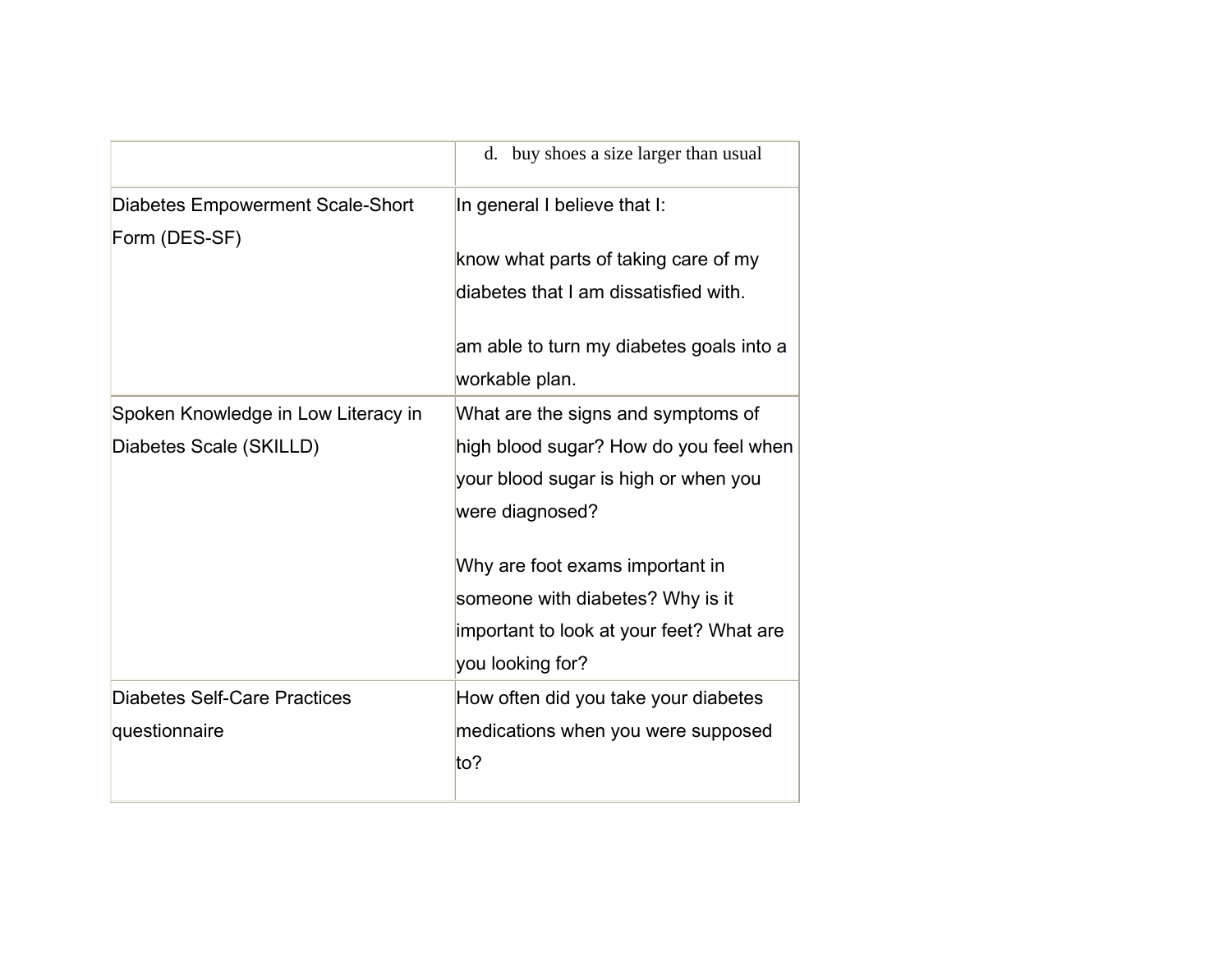| | |
|---|---|
| | d. buy shoes a size larger than usual |
| Diabetes Empowerment Scale-Short Form (DES-SF) | In general I believe that I:<br><br>know what parts of taking care of my diabetes that I am dissatisfied with.<br><br>am able to turn my diabetes goals into a workable plan. |
| Spoken Knowledge in Low Literacy in Diabetes Scale (SKILLD) | What are the signs and symptoms of high blood sugar? How do you feel when your blood sugar is high or when you were diagnosed?<br><br>Why are foot exams important in someone with diabetes? Why is it important to look at your feet? What are you looking for? |
| Diabetes Self-Care Practices questionnaire | How often did you take your diabetes medications when you were supposed to? |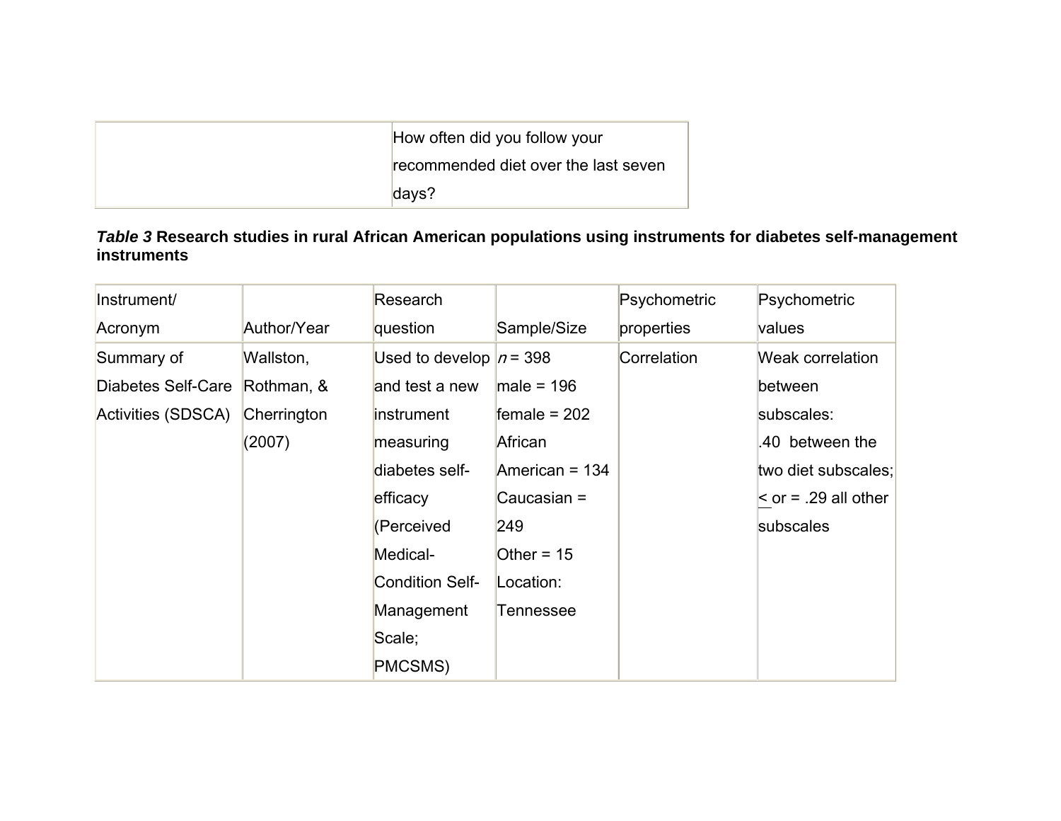| | How often did you follow your recommended diet over the last seven days? |
|---|---|

***Table 3*** **Research studies in rural African American populations using instruments for diabetes self-management instruments**

| Instrument/ Acronym | Author/Year | Research question | Sample/Size | Psychometric properties | Psychometric values |
|---|---|---|---|---|---|
| Summary of Diabetes Self-Care Activities (SDSCA) | Wallston, Rothman, & Cherrington (2007) | Used to develop and test a new instrument measuring diabetes self-efficacy (Perceived Medical-Condition Self-Management Scale; PMCSMS) | *n* = 398<br>male = 196<br>female = 202<br>African American = 134<br>Caucasian = 249<br>Other = 15<br>Location: Tennessee | Correlation | Weak correlation between subscales:<br>.40 between the two diet subscales;<br>≤ or = .29 all other subscales |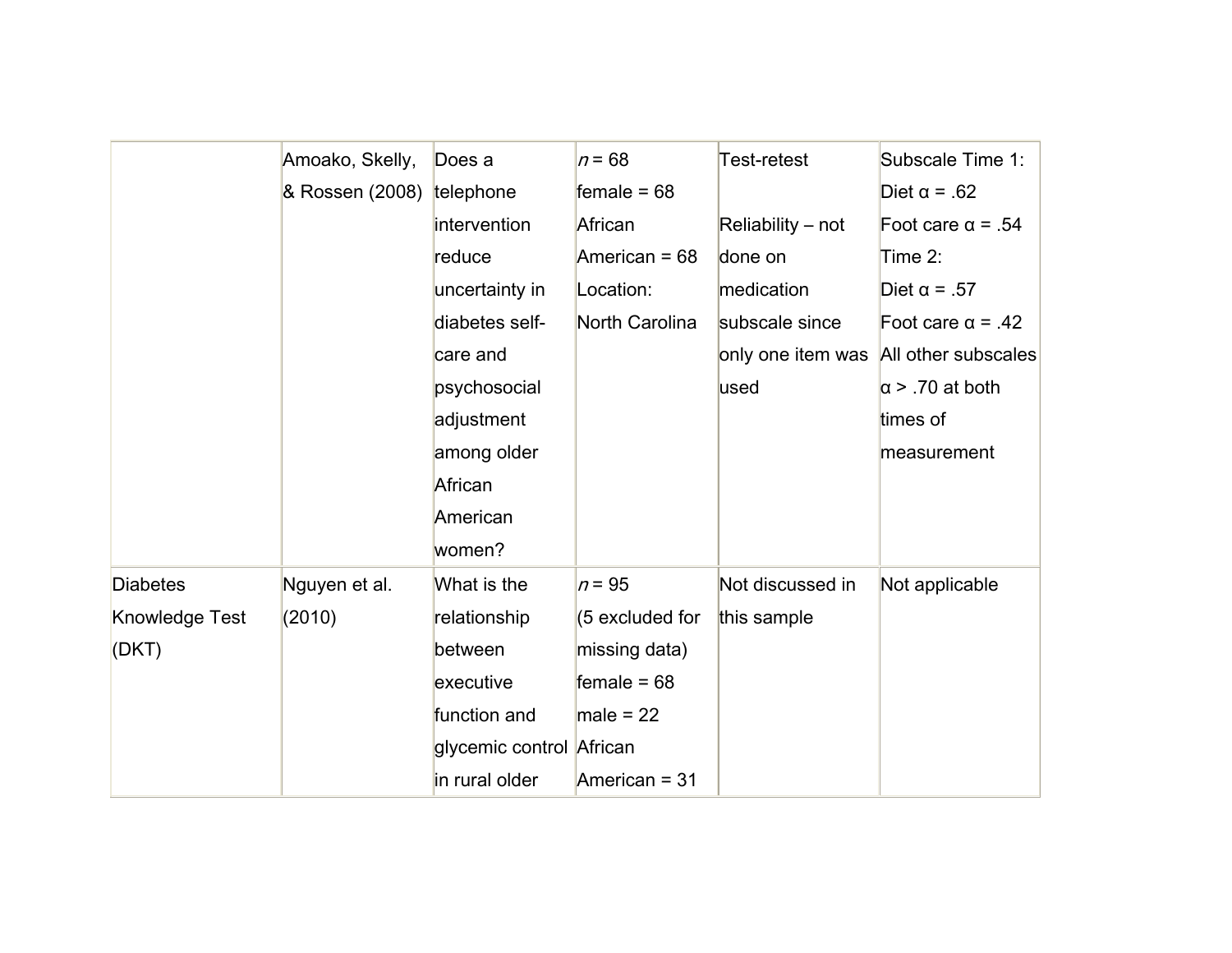| | | | | | |
|---|---|---|---|---|---|
| | Amoako, Skelly, & Rossen (2008) | Does a telephone intervention reduce uncertainty in diabetes self-care and psychosocial adjustment among older African American women? | $n$ = 68<br>female = 68<br>African American = 68<br>Location: North Carolina | Test-retest<br><br>Reliability – not done on medication subscale since only one item was used | Subscale Time 1:<br>Diet α = .62<br>Foot care α = .54<br>Time 2:<br>Diet α = .57<br>Foot care α = .42<br>All other subscales α > .70 at both times of measurement |
| Diabetes Knowledge Test (DKT) | Nguyen et al. (2010) | What is the relationship between executive function and glycemic control in rural older | $n$ = 95<br>(5 excluded for missing data)<br>female = 68<br>male = 22<br>African American = 31 | Not discussed in this sample | Not applicable |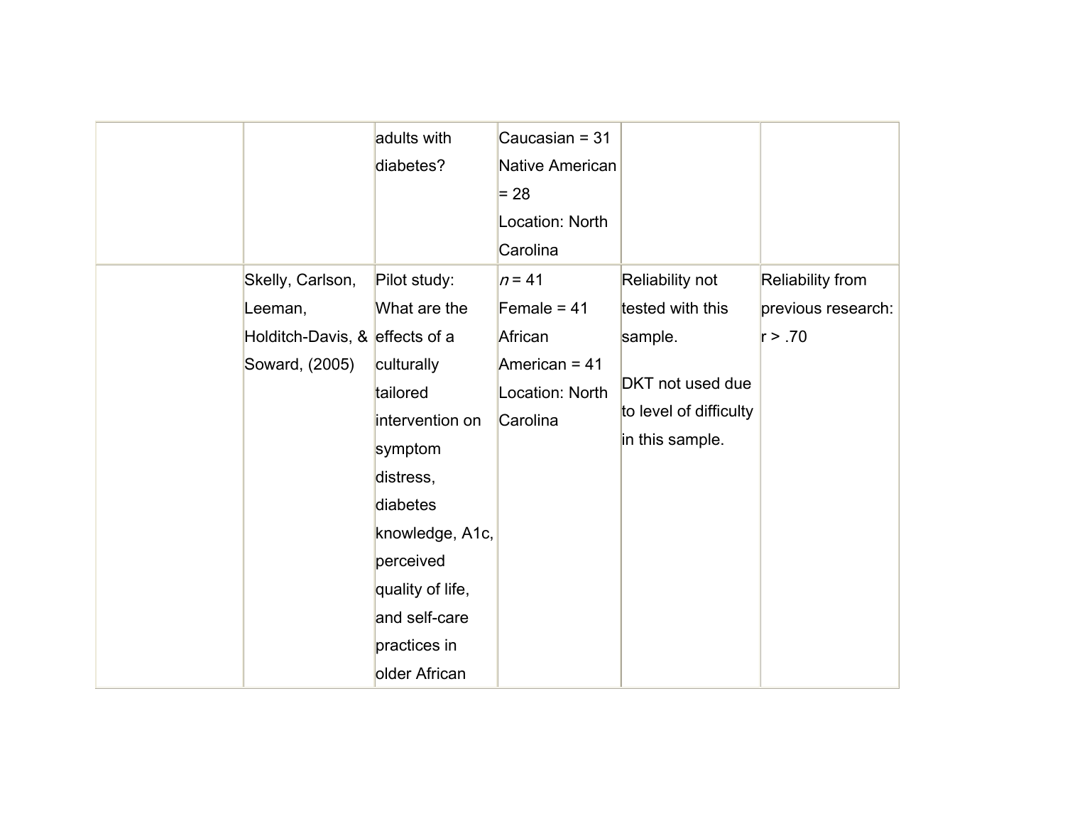| | | | | | |
|---|---|---|---|---|---|
| | | adults with diabetes? | Caucasian = 31<br>Native American = 28<br>Location: North Carolina | | |
| | Skelly, Carlson, Leeman, Holditch-Davis, & Soward, (2005) | Pilot study: What are the effects of a culturally tailored intervention on symptom distress, diabetes knowledge, A1c, perceived quality of life, and self-care practices in older African | *n* = 41<br>Female = 41<br>African American = 41<br>Location: North Carolina | Reliability not tested with this sample.<br><br>DKT not used due to level of difficulty in this sample. | Reliability from previous research: r > .70 |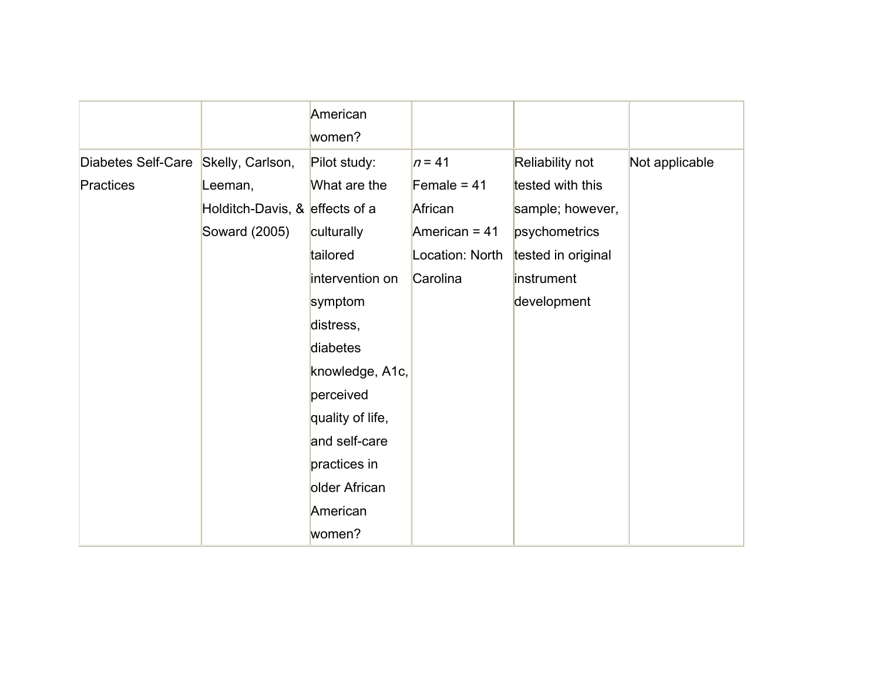| | | American women? | | | |
|---|---|---|---|---|---|
| Diabetes Self-Care Practices | Skelly, Carlson, Leeman, Holditch-Davis, & Soward (2005) | Pilot study: What are the effects of a culturally tailored intervention on symptom distress, diabetes knowledge, A1c, perceived quality of life, and self-care practices in older African American women? | *n* = 41<br>Female = 41<br>African American = 41<br>Location: North Carolina | Reliability not tested with this sample; however, psychometrics tested in original instrument development | Not applicable |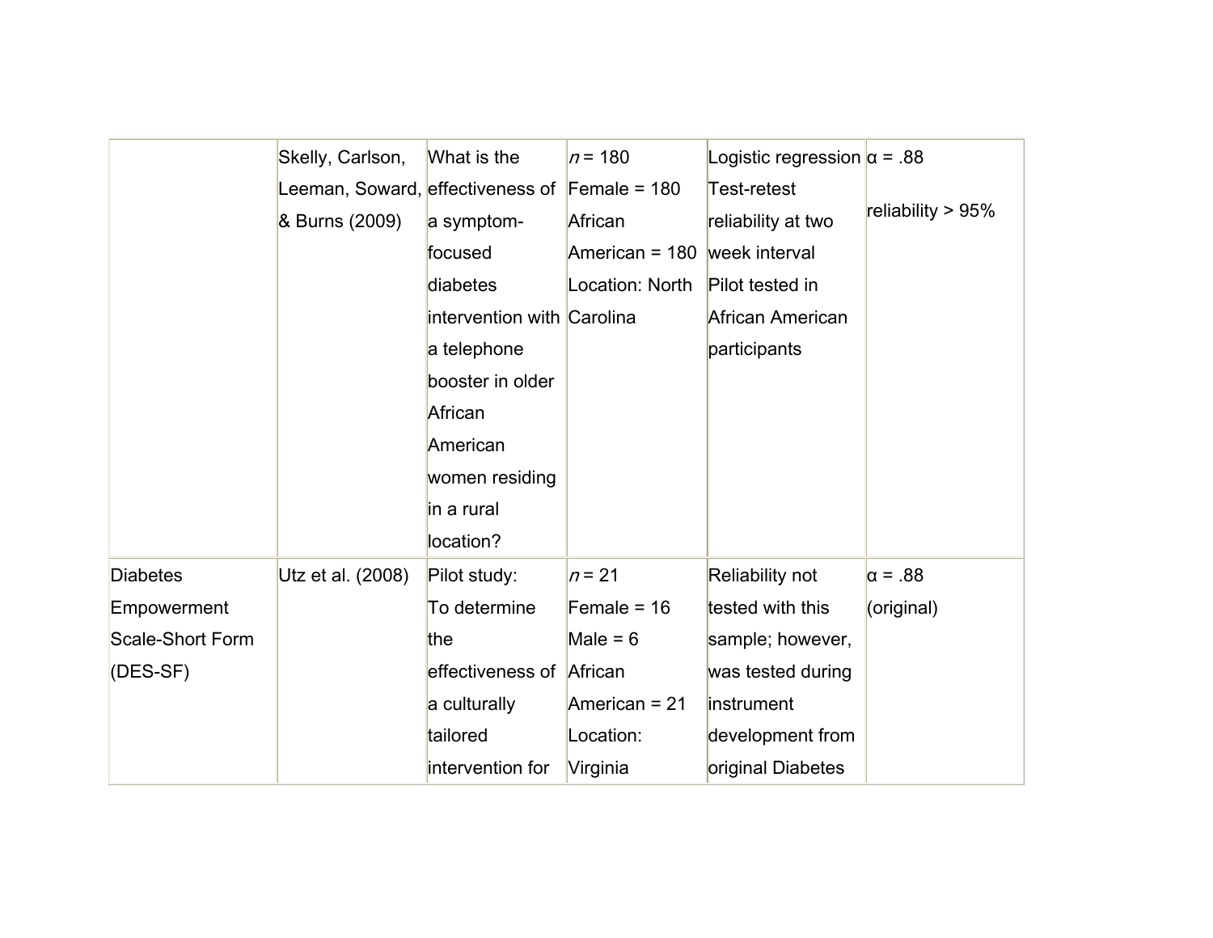| | | | | | |
|---|---|---|---|---|---|
| | Skelly, Carlson, Leeman, Soward, & Burns (2009) | What is the effectiveness of a symptom-focused diabetes intervention with a telephone booster in older African American women residing in a rural location? | *n* = 180<br>Female = 180<br>African American = 180<br>Location: North Carolina | Logistic regression<br>Test-retest reliability at two week interval<br>Pilot tested in African American participants | α = .88<br><br>reliability > 95% |
| Diabetes Empowerment Scale-Short Form (DES-SF) | Utz et al. (2008) | Pilot study:<br>To determine the effectiveness of a culturally tailored intervention for | *n* = 21<br>Female = 16<br>Male = 6<br>African American = 21<br>Location: Virginia | Reliability not tested with this sample; however, was tested during instrument development from original Diabetes | α = .88<br>(original) |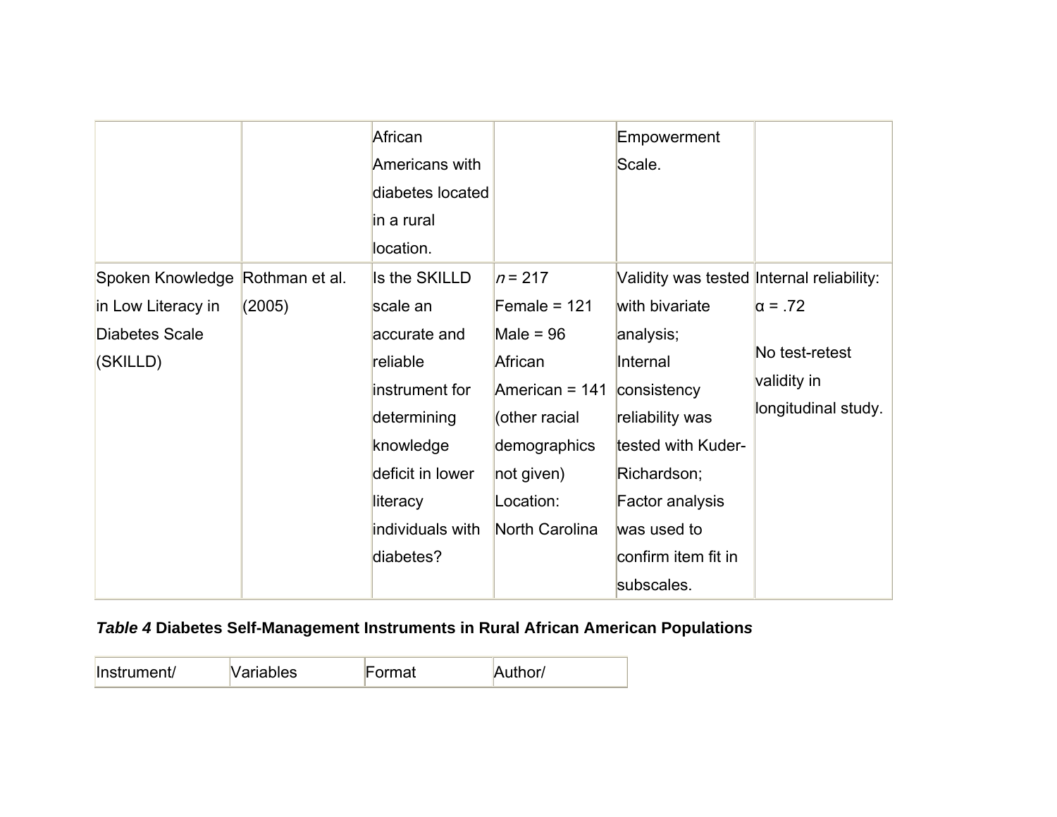| | | African Americans with diabetes located in a rural location. | | Empowerment Scale. | |
|---|---|---|---|---|---|
| Spoken Knowledge in Low Literacy in Diabetes Scale (SKILLD) | Rothman et al. (2005) | Is the SKILLD scale an accurate and reliable instrument for determining knowledge deficit in lower literacy individuals with diabetes? | *n* = 217<br>Female = 121<br>Male = 96<br>African American = 141 (other racial demographics not given)<br>Location: North Carolina | Validity was tested with bivariate analysis; Internal consistency reliability was tested with Kuder-Richardson; Factor analysis was used to confirm item fit in subscales. | Internal reliability: α = .72<br><br>No test-retest validity in longitudinal study. |

***Table 4*** **Diabetes Self-Management Instruments in Rural African American Populations**

| Instrument/ | Variables | Format | Author/ |
|---|---|---|---|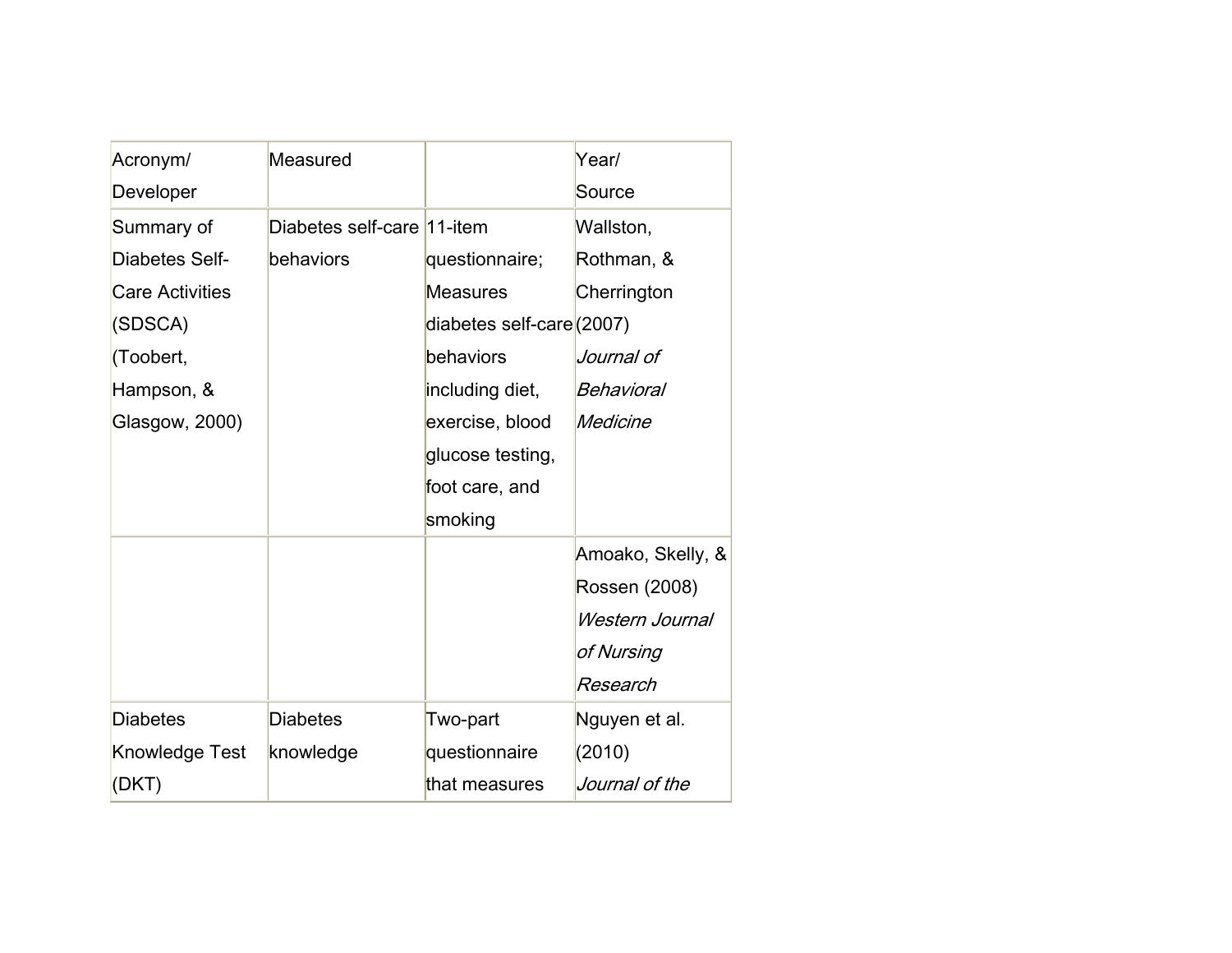| Acronym/ Developer | Measured | | Year/ Source |
|---|---|---|---|
| Summary of Diabetes Self-Care Activities (SDSCA) (Toobert, Hampson, & Glasgow, 2000) | Diabetes self-care behaviors | 11-item questionnaire; Measures diabetes self-care behaviors including diet, exercise, blood glucose testing, foot care, and smoking | Wallston, Rothman, & Cherrington (2007) *Journal of Behavioral Medicine* |
| | | | Amoako, Skelly, & Rossen (2008) *Western Journal of Nursing Research* |
| Diabetes Knowledge Test (DKT) | Diabetes knowledge | Two-part questionnaire that measures | Nguyen et al. (2010) *Journal of the* |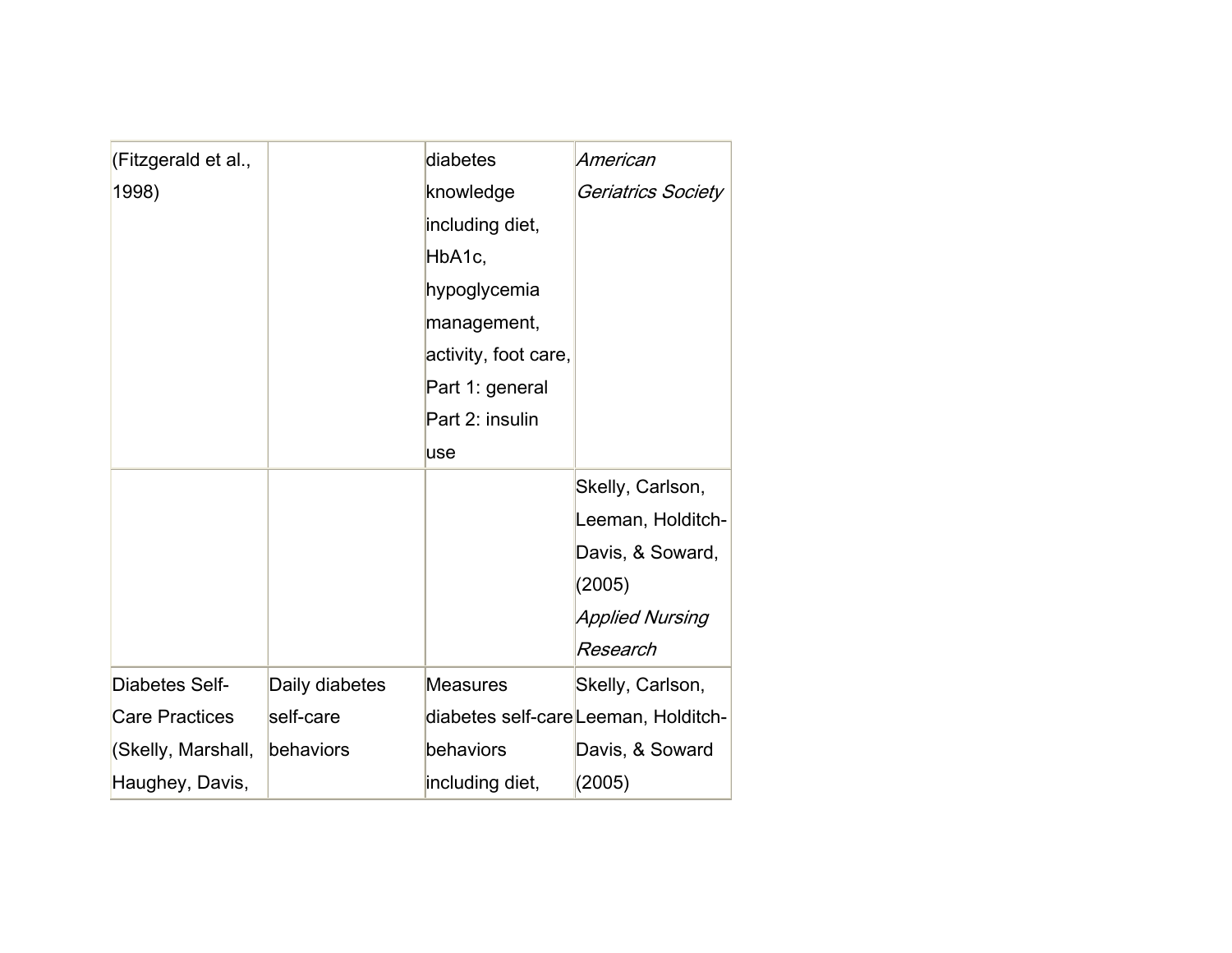| | | | |
|---|---|---|---|
| (Fitzgerald et al., 1998) | | diabetes knowledge including diet, HbA1c, hypoglycemia management, activity, foot care, Part 1: general Part 2: insulin use | *American Geriatrics Society* |
| | | | Skelly, Carlson, Leeman, Holditch-Davis, & Soward, (2005) *Applied Nursing Research* |
| Diabetes Self-Care Practices (Skelly, Marshall, Haughey, Davis, | Daily diabetes self-care behaviors | Measures diabetes self-care behaviors including diet, | Skelly, Carlson, Leeman, Holditch-Davis, & Soward (2005) |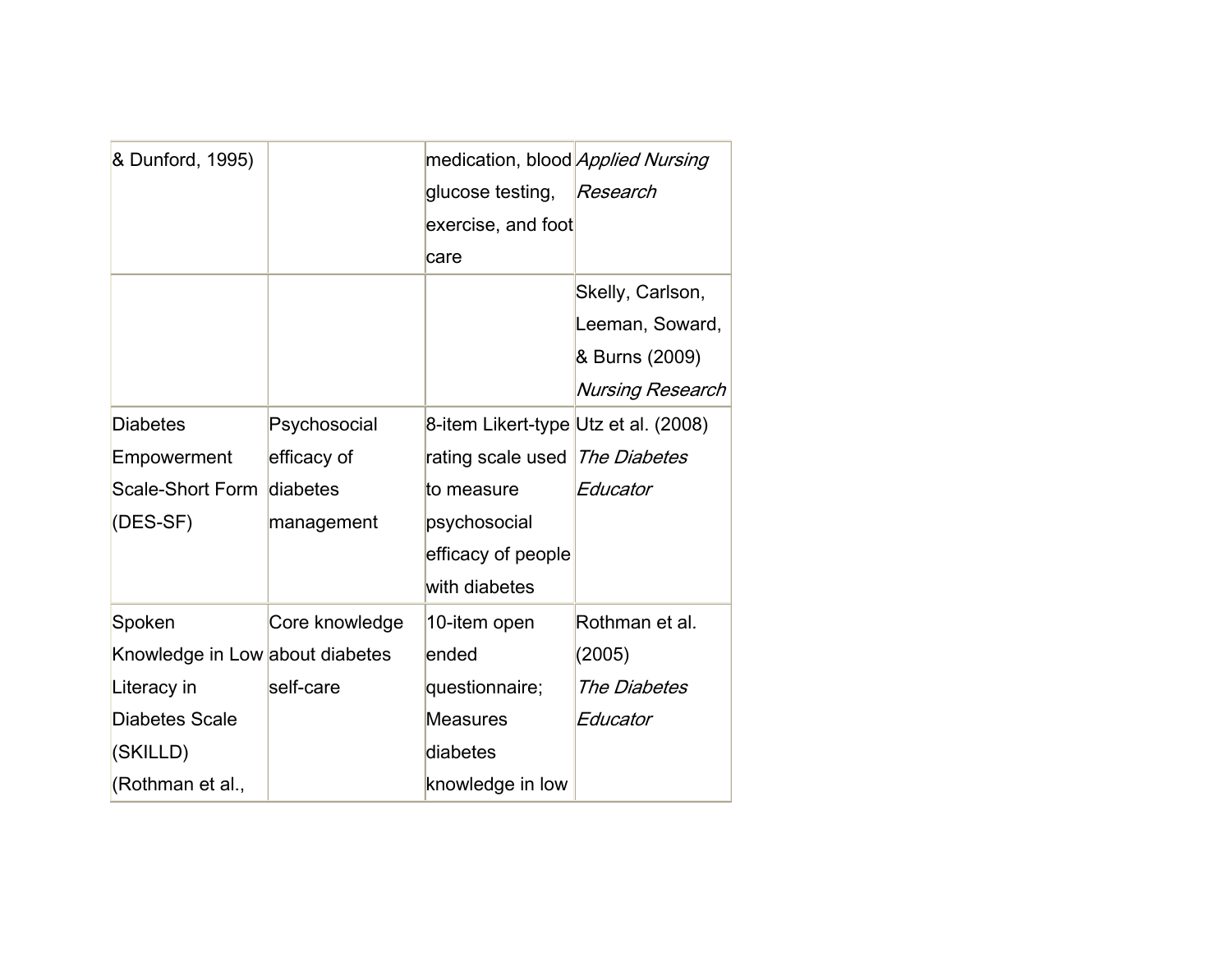| & Dunford, 1995) | | medication, blood glucose testing, exercise, and foot care | *Applied Nursing Research* |
|---|---|---|---|
| | | | Skelly, Carlson, Leeman, Soward, & Burns (2009) *Nursing Research* |
| Diabetes Empowerment Scale-Short Form (DES-SF) | Psychosocial efficacy of diabetes management | 8-item Likert-type rating scale used to measure psychosocial efficacy of people with diabetes | Utz et al. (2008) *The Diabetes Educator* |
| Spoken Knowledge in Low Literacy in Diabetes Scale (SKILLD) (Rothman et al., | Core knowledge about diabetes self-care | 10-item open ended questionnaire; Measures diabetes knowledge in low | Rothman et al. (2005) *The Diabetes Educator* |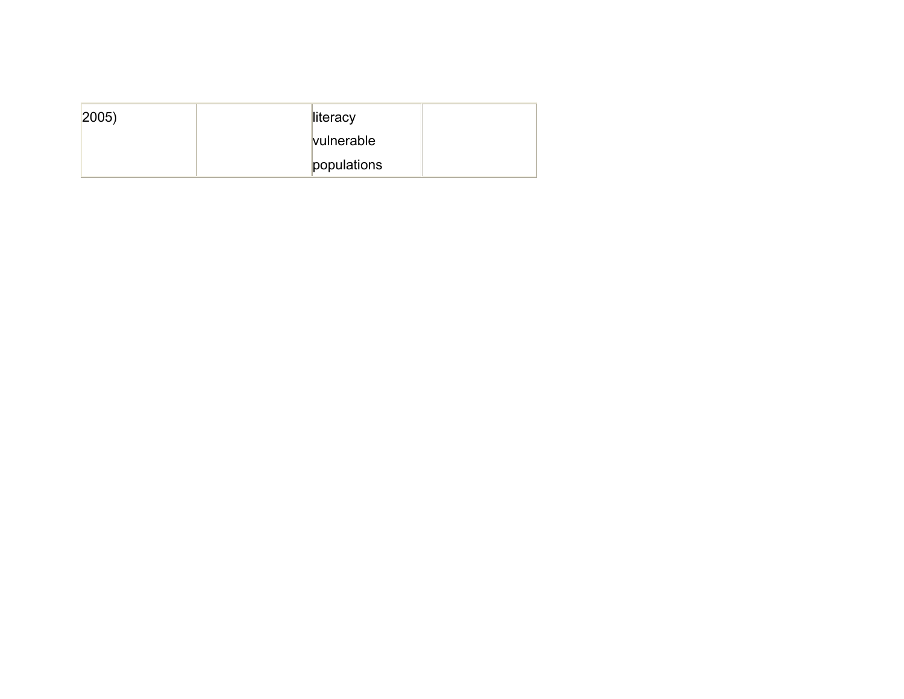| | | | |
|---|---|---|---|
| 2005) | | literacy vulnerable populations | |